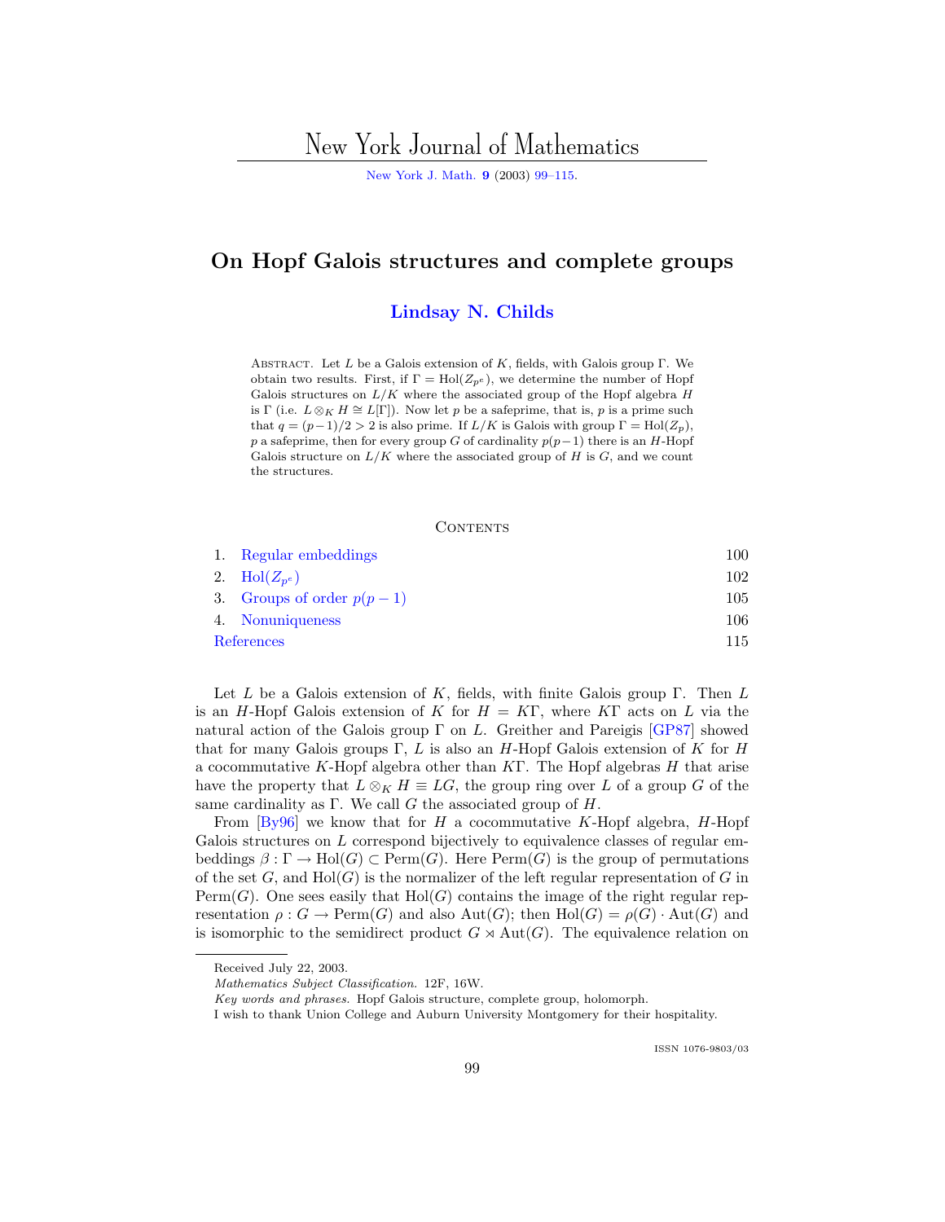# On Hopf Galois structures and complete groups

**Lindsay N. Childs**

Abstract. Let $L$ be a Galois extension of $K$, fields, with Galois group $\Gamma$. We obtain two results. First, if $\Gamma = \mathrm{Hol}(Z_{p^e})$, we determine the number of Hopf Galois structures on $L/K$ where the associated group of the Hopf algebra $H$ is $\Gamma$ (i.e. $L \otimes_K H \cong L[\Gamma]$). Now let $p$ be a safeprime, that is, $p$ is a prime such that $q = (p-1)/2 > 2$ is also prime. If $L/K$ is Galois with group $\Gamma = \mathrm{Hol}(Z_p)$, $p$ a safeprime, then for every group $G$ of cardinality $p(p-1)$ there is an $H$-Hopf Galois structure on $L/K$ where the associated group of $H$ is $G$, and we count the structures.

## Contents

| | | |
|---|---|---|
| 1. | Regular embeddings | 100 |
| 2. | $\mathrm{Hol}(Z_{p^e})$ | 102 |
| 3. | Groups of order $p(p-1)$ | 105 |
| 4. | Nonuniqueness | 106 |
| | References | 115 |

Let $L$ be a Galois extension of $K$, fields, with finite Galois group $\Gamma$. Then $L$ is an $H$-Hopf Galois extension of $K$ for $H = K\Gamma$, where $K\Gamma$ acts on $L$ via the natural action of the Galois group $\Gamma$ on $L$. Greither and Pareigis [GP87] showed that for many Galois groups $\Gamma$, $L$ is also an $H$-Hopf Galois extension of $K$ for $H$ a cocommutative $K$-Hopf algebra other than $K\Gamma$. The Hopf algebras $H$ that arise have the property that $L \otimes_K H \equiv LG$, the group ring over $L$ of a group $G$ of the same cardinality as $\Gamma$. We call $G$ the associated group of $H$.

From [By96] we know that for $H$ a cocommutative $K$-Hopf algebra, $H$-Hopf Galois structures on $L$ correspond bijectively to equivalence classes of regular embeddings $\beta : \Gamma \to \mathrm{Hol}(G) \subset \mathrm{Perm}(G)$. Here $\mathrm{Perm}(G)$ is the group of permutations of the set $G$, and $\mathrm{Hol}(G)$ is the normalizer of the left regular representation of $G$ in $\mathrm{Perm}(G)$. One sees easily that $\mathrm{Hol}(G)$ contains the image of the right regular representation $\rho : G \to \mathrm{Perm}(G)$ and also $\mathrm{Aut}(G)$; then $\mathrm{Hol}(G) = \rho(G) \cdot \mathrm{Aut}(G)$ and is isomorphic to the semidirect product $G \rtimes \mathrm{Aut}(G)$. The equivalence relation on

Received July 22, 2003.

*Mathematics Subject Classification.* 12F, 16W.

*Key words and phrases.* Hopf Galois structure, complete group, holomorph.

I wish to thank Union College and Auburn University Montgomery for their hospitality.

ISSN 1076-9803/03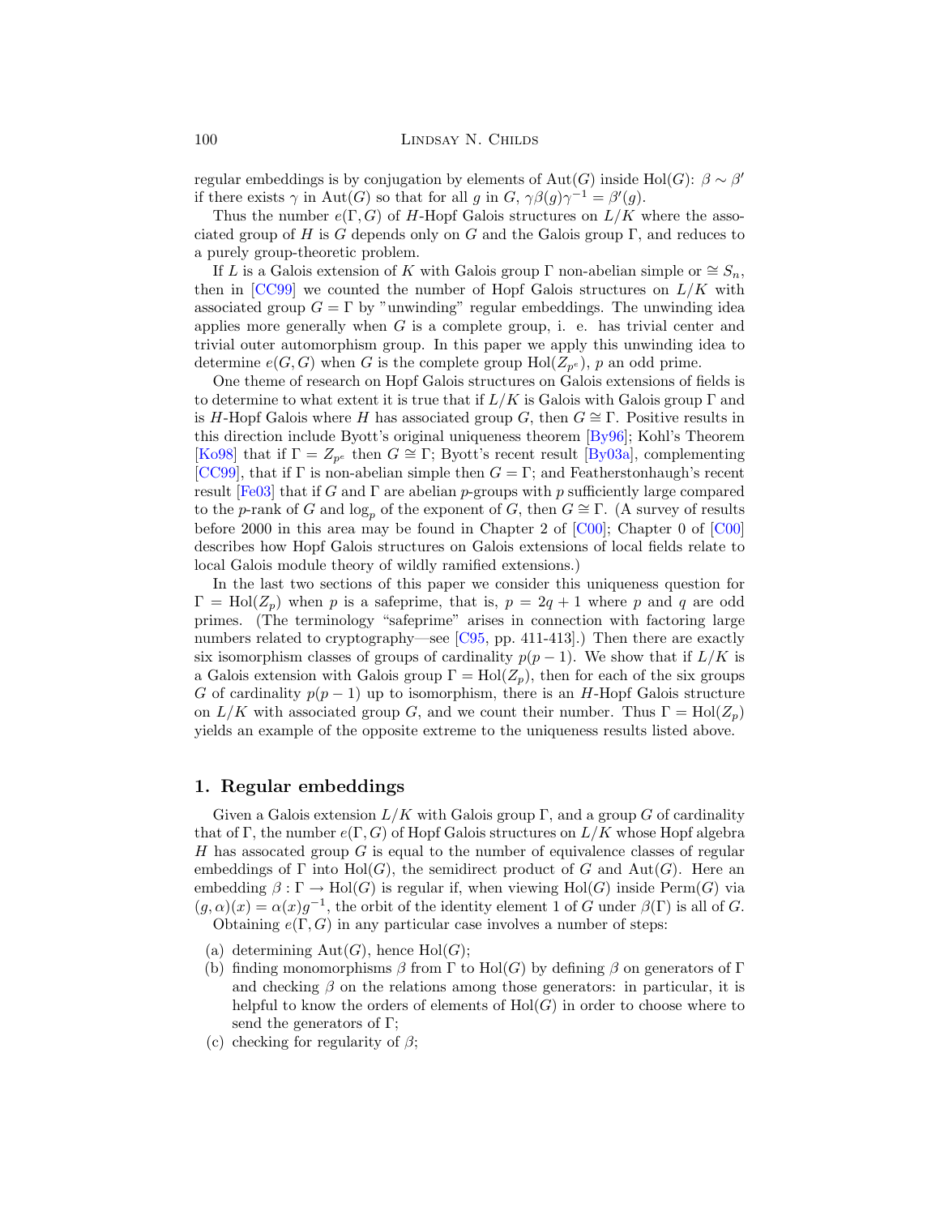regular embeddings is by conjugation by elements of $\mathrm{Aut}(G)$ inside $\mathrm{Hol}(G)$: $\beta \sim \beta'$ if there exists $\gamma$ in $\mathrm{Aut}(G)$ so that for all $g$ in $G$, $\gamma\beta(g)\gamma^{-1} = \beta'(g)$.

Thus the number $e(\Gamma, G)$ of $H$-Hopf Galois structures on $L/K$ where the associated group of $H$ is $G$ depends only on $G$ and the Galois group $\Gamma$, and reduces to a purely group-theoretic problem.

If $L$ is a Galois extension of $K$ with Galois group $\Gamma$ non-abelian simple or $\cong S_n$, then in [CC99] we counted the number of Hopf Galois structures on $L/K$ with associated group $G = \Gamma$ by "unwinding" regular embeddings. The unwinding idea applies more generally when $G$ is a complete group, i. e. has trivial center and trivial outer automorphism group. In this paper we apply this unwinding idea to determine $e(G, G)$ when $G$ is the complete group $\mathrm{Hol}(Z_{p^e})$, $p$ an odd prime.

One theme of research on Hopf Galois structures on Galois extensions of fields is to determine to what extent it is true that if $L/K$ is Galois with Galois group $\Gamma$ and is $H$-Hopf Galois where $H$ has associated group $G$, then $G \cong \Gamma$. Positive results in this direction include Byott's original uniqueness theorem [By96]; Kohl's Theorem [Ko98] that if $\Gamma = Z_{p^e}$ then $G \cong \Gamma$; Byott's recent result [By03a], complementing [CC99], that if $\Gamma$ is non-abelian simple then $G = \Gamma$; and Featherstonhaugh's recent result [Fe03] that if $G$ and $\Gamma$ are abelian $p$-groups with $p$ sufficiently large compared to the $p$-rank of $G$ and $\log_p$ of the exponent of $G$, then $G \cong \Gamma$. (A survey of results before 2000 in this area may be found in Chapter 2 of [C00]; Chapter 0 of [C00] describes how Hopf Galois structures on Galois extensions of local fields relate to local Galois module theory of wildly ramified extensions.)

In the last two sections of this paper we consider this uniqueness question for $\Gamma = \mathrm{Hol}(Z_p)$ when $p$ is a safeprime, that is, $p = 2q + 1$ where $p$ and $q$ are odd primes. (The terminology "safeprime" arises in connection with factoring large numbers related to cryptography—see [C95, pp. 411-413].) Then there are exactly six isomorphism classes of groups of cardinality $p(p-1)$. We show that if $L/K$ is a Galois extension with Galois group $\Gamma = \mathrm{Hol}(Z_p)$, then for each of the six groups $G$ of cardinality $p(p-1)$ up to isomorphism, there is an $H$-Hopf Galois structure on $L/K$ with associated group $G$, and we count their number. Thus $\Gamma = \mathrm{Hol}(Z_p)$ yields an example of the opposite extreme to the uniqueness results listed above.

## 1. Regular embeddings

Given a Galois extension $L/K$ with Galois group $\Gamma$, and a group $G$ of cardinality that of $\Gamma$, the number $e(\Gamma, G)$ of Hopf Galois structures on $L/K$ whose Hopf algebra $H$ has assocated group $G$ is equal to the number of equivalence classes of regular embeddings of $\Gamma$ into $\mathrm{Hol}(G)$, the semidirect product of $G$ and $\mathrm{Aut}(G)$. Here an embedding $\beta : \Gamma \to \mathrm{Hol}(G)$ is regular if, when viewing $\mathrm{Hol}(G)$ inside $\mathrm{Perm}(G)$ via $(g, \alpha)(x) = \alpha(x)g^{-1}$, the orbit of the identity element 1 of $G$ under $\beta(\Gamma)$ is all of $G$.

Obtaining $e(\Gamma, G)$ in any particular case involves a number of steps:

(a) determining $\mathrm{Aut}(G)$, hence $\mathrm{Hol}(G)$;
(b) finding monomorphisms $\beta$ from $\Gamma$ to $\mathrm{Hol}(G)$ by defining $\beta$ on generators of $\Gamma$ and checking $\beta$ on the relations among those generators: in particular, it is helpful to know the orders of elements of $\mathrm{Hol}(G)$ in order to choose where to send the generators of $\Gamma$;
(c) checking for regularity of $\beta$;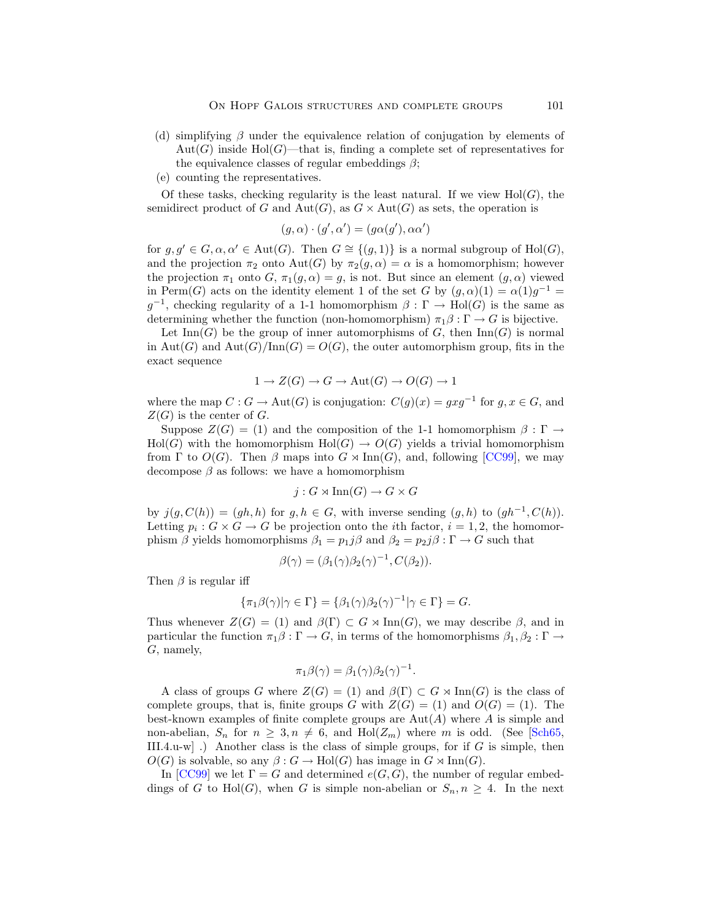(d) simplifying $\beta$ under the equivalence relation of conjugation by elements of $\mathrm{Aut}(G)$ inside $\mathrm{Hol}(G)$—that is, finding a complete set of representatives for the equivalence classes of regular embeddings $\beta$;

(e) counting the representatives.

Of these tasks, checking regularity is the least natural. If we view $\mathrm{Hol}(G)$, the semidirect product of $G$ and $\mathrm{Aut}(G)$, as $G \times \mathrm{Aut}(G)$ as sets, the operation is

$$(g, \alpha) \cdot (g', \alpha') = (g\alpha(g'), \alpha\alpha')$$

for $g, g' \in G, \alpha, \alpha' \in \mathrm{Aut}(G)$. Then $G \cong \{(g, 1)\}$ is a normal subgroup of $\mathrm{Hol}(G)$, and the projection $\pi_2$ onto $\mathrm{Aut}(G)$ by $\pi_2(g, \alpha) = \alpha$ is a homomorphism; however the projection $\pi_1$ onto $G$, $\pi_1(g, \alpha) = g$, is not. But since an element $(g, \alpha)$ viewed in $\mathrm{Perm}(G)$ acts on the identity element 1 of the set $G$ by $(g, \alpha)(1) = \alpha(1)g^{-1} = g^{-1}$, checking regularity of a 1-1 homomorphism $\beta : \Gamma \to \mathrm{Hol}(G)$ is the same as determining whether the function (non-homomorphism) $\pi_1\beta : \Gamma \to G$ is bijective.

Let $\mathrm{Inn}(G)$ be the group of inner automorphisms of $G$, then $\mathrm{Inn}(G)$ is normal in $\mathrm{Aut}(G)$ and $\mathrm{Aut}(G)/\mathrm{Inn}(G) = O(G)$, the outer automorphism group, fits in the exact sequence

$$1 \to Z(G) \to G \to \mathrm{Aut}(G) \to O(G) \to 1$$

where the map $C : G \to \mathrm{Aut}(G)$ is conjugation: $C(g)(x) = gxg^{-1}$ for $g, x \in G$, and $Z(G)$ is the center of $G$.

Suppose $Z(G) = (1)$ and the composition of the 1-1 homomorphism $\beta : \Gamma \to \mathrm{Hol}(G)$ with the homomorphism $\mathrm{Hol}(G) \to O(G)$ yields a trivial homomorphism from $\Gamma$ to $O(G)$. Then $\beta$ maps into $G \rtimes \mathrm{Inn}(G)$, and, following [CC99], we may decompose $\beta$ as follows: we have a homomorphism

$$j : G \rtimes \mathrm{Inn}(G) \to G \times G$$

by $j(g, C(h)) = (gh, h)$ for $g, h \in G$, with inverse sending $(g, h)$ to $(gh^{-1}, C(h))$. Letting $p_i : G \times G \to G$ be projection onto the $i$th factor, $i = 1, 2$, the homomorphism $\beta$ yields homomorphisms $\beta_1 = p_1 j\beta$ and $\beta_2 = p_2 j\beta : \Gamma \to G$ such that

$$\beta(\gamma) = (\beta_1(\gamma)\beta_2(\gamma)^{-1}, C(\beta_2)).$$

Then $\beta$ is regular iff

$$\{\pi_1\beta(\gamma) | \gamma \in \Gamma\} = \{\beta_1(\gamma)\beta_2(\gamma)^{-1} | \gamma \in \Gamma\} = G.$$

Thus whenever $Z(G) = (1)$ and $\beta(\Gamma) \subset G \rtimes \mathrm{Inn}(G)$, we may describe $\beta$, and in particular the function $\pi_1\beta : \Gamma \to G$, in terms of the homomorphisms $\beta_1, \beta_2 : \Gamma \to G$, namely,

$$\pi_1\beta(\gamma) = \beta_1(\gamma)\beta_2(\gamma)^{-1}.$$

A class of groups $G$ where $Z(G) = (1)$ and $\beta(\Gamma) \subset G \rtimes \mathrm{Inn}(G)$ is the class of complete groups, that is, finite groups $G$ with $Z(G) = (1)$ and $O(G) = (1)$. The best-known examples of finite complete groups are $\mathrm{Aut}(A)$ where $A$ is simple and non-abelian, $S_n$ for $n \geq 3, n \neq 6$, and $\mathrm{Hol}(Z_m)$ where $m$ is odd. (See [Sch65, III.4.u-w] .) Another class is the class of simple groups, for if $G$ is simple, then $O(G)$ is solvable, so any $\beta : G \to \mathrm{Hol}(G)$ has image in $G \rtimes \mathrm{Inn}(G)$.

In [CC99] we let $\Gamma = G$ and determined $e(G, G)$, the number of regular embeddings of $G$ to $\mathrm{Hol}(G)$, when $G$ is simple non-abelian or $S_n, n \geq 4$. In the next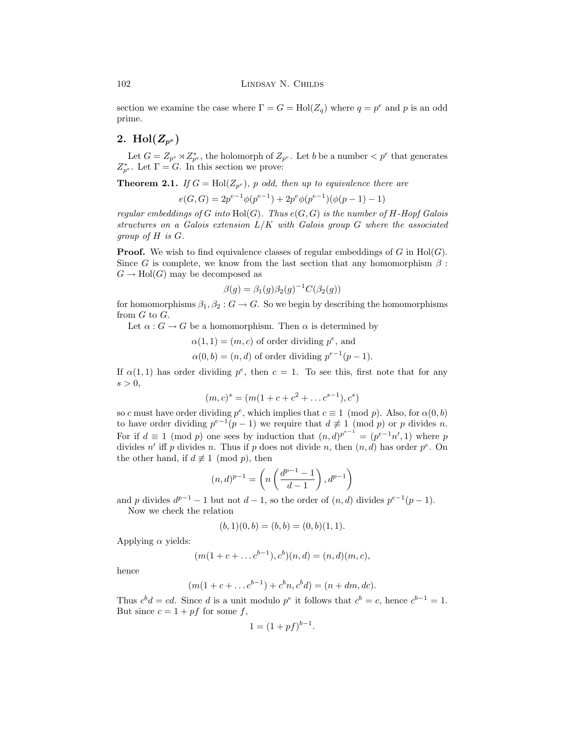section we examine the case where $\Gamma = G = \mathrm{Hol}(Z_q)$ where $q = p^e$ and $p$ is an odd prime.

## 2. $\mathrm{Hol}(Z_{p^e})$

Let $G = Z_{p^e} \rtimes Z_{p^e}^*$, the holomorph of $Z_{p^e}$. Let $b$ be a number $< p^e$ that generates $Z_{p^e}^*$. Let $\Gamma = G$. In this section we prove:

**Theorem 2.1.** *If $G = \mathrm{Hol}(Z_{p^e})$, $p$ odd, then up to equivalence there are*

$$e(G, G) = 2p^{e-1}\phi(p^{e-1}) + 2p^e\phi(p^{e-1})(\phi(p-1) - 1)$$

*regular embeddings of $G$ into $\mathrm{Hol}(G)$. Thus $e(G, G)$ is the number of $H$-Hopf Galois structures on a Galois extension $L/K$ with Galois group $G$ where the associated group of $H$ is $G$.*

**Proof.** We wish to find equivalence classes of regular embeddings of $G$ in $\mathrm{Hol}(G)$. Since $G$ is complete, we know from the last section that any homomorphism $\beta : G \to \mathrm{Hol}(G)$ may be decomposed as

$$\beta(g) = \beta_1(g)\beta_2(g)^{-1}C(\beta_2(g))$$

for homomorphisms $\beta_1, \beta_2 : G \to G$. So we begin by describing the homomorphisms from $G$ to $G$.

Let $\alpha : G \to G$ be a homomorphism. Then $\alpha$ is determined by

$$\alpha(1, 1) = (m, c) \text{ of order dividing } p^e, \text{ and}$$
$$\alpha(0, b) = (n, d) \text{ of order dividing } p^{e-1}(p-1).$$

If $\alpha(1, 1)$ has order dividing $p^e$, then $c = 1$. To see this, first note that for any $s > 0$,

$$(m, c)^s = (m(1 + c + c^2 + \dots c^{s-1}), c^s)$$

so $c$ must have order dividing $p^e$, which implies that $c \equiv 1 \pmod p$. Also, for $\alpha(0, b)$ to have order dividing $p^{e-1}(p-1)$ we require that $d \not\equiv 1 \pmod p$ or $p$ divides $n$. For if $d \equiv 1 \pmod p$ one sees by induction that $(n, d)^{p^{e-1}} = (p^{e-1}n', 1)$ where $p$ divides $n'$ iff $p$ divides $n$. Thus if $p$ does not divide $n$, then $(n, d)$ has order $p^e$. On the other hand, if $d \not\equiv 1 \pmod p$, then

$$(n, d)^{p-1} = \left(n\left(\frac{d^{p-1} - 1}{d - 1}\right), d^{p-1}\right)$$

and $p$ divides $d^{p-1} - 1$ but not $d - 1$, so the order of $(n, d)$ divides $p^{e-1}(p-1)$.

Now we check the relation

$$(b, 1)(0, b) = (b, b) = (0, b)(1, 1).$$

Applying $\alpha$ yields:

$$(m(1 + c + \dots c^{b-1}), c^b)(n, d) = (n, d)(m, c),$$

hence

$$(m(1 + c + \dots c^{b-1}) + c^b n, c^b d) = (n + dm, dc).$$

Thus $c^b d = cd$. Since $d$ is a unit modulo $p^e$ it follows that $c^b = c$, hence $c^{b-1} = 1$. But since $c = 1 + pf$ for some $f$,

$$1 = (1 + pf)^{b-1}.$$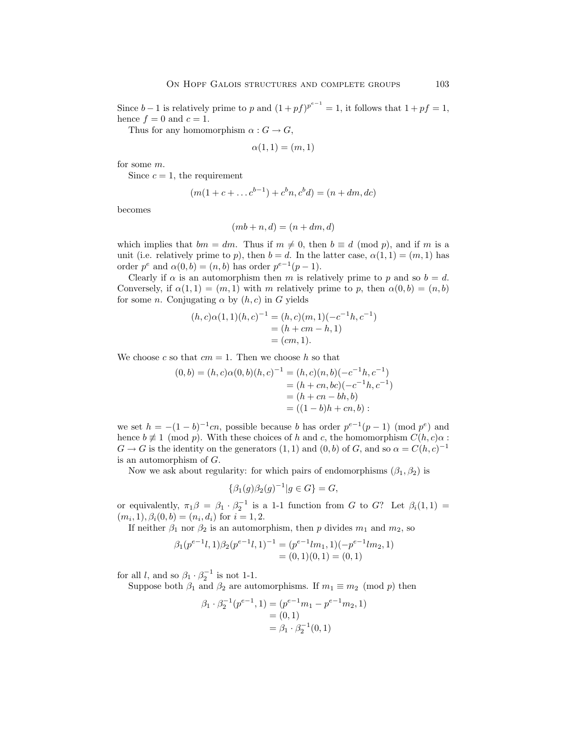Since $b-1$ is relatively prime to $p$ and $(1+pf)^{p^{e-1}} = 1$, it follows that $1+pf = 1$, hence $f = 0$ and $c = 1$.

Thus for any homomorphism $\alpha : G \to G$,

$$\alpha(1,1) = (m,1)$$

for some $m$.

Since $c = 1$, the requirement

$$(m(1 + c + \dots c^{b-1}) + c^b n, c^b d) = (n + dm, dc)$$

becomes

$$(mb + n, d) = (n + dm, d)$$

which implies that $bm = dm$. Thus if $m \neq 0$, then $b \equiv d \pmod{p}$, and if $m$ is a unit (i.e. relatively prime to $p$), then $b = d$. In the latter case, $\alpha(1,1) = (m,1)$ has order $p^e$ and $\alpha(0,b) = (n,b)$ has order $p^{e-1}(p-1)$.

Clearly if $\alpha$ is an automorphism then $m$ is relatively prime to $p$ and so $b = d$. Conversely, if $\alpha(1,1) = (m,1)$ with $m$ relatively prime to $p$, then $\alpha(0,b) = (n,b)$ for some $n$. Conjugating $\alpha$ by $(h,c)$ in $G$ yields

$$\begin{aligned}(h,c)\alpha(1,1)(h,c)^{-1} &= (h,c)(m,1)(-c^{-1}h, c^{-1}) \\ &= (h + cm - h, 1) \\ &= (cm, 1).\end{aligned}$$

We choose $c$ so that $cm = 1$. Then we choose $h$ so that

$$\begin{aligned}(0,b) = (h,c)\alpha(0,b)(h,c)^{-1} &= (h,c)(n,b)(-c^{-1}h, c^{-1}) \\ &= (h + cn, bc)(-c^{-1}h, c^{-1}) \\ &= (h + cn - bh, b) \\ &= ((1-b)h + cn, b) :\end{aligned}$$

we set $h = -(1-b)^{-1}cn$, possible because $b$ has order $p^{e-1}(p-1) \pmod{p^e}$ and hence $b \not\equiv 1 \pmod{p}$. With these choices of $h$ and $c$, the homomorphism $C(h,c)\alpha : G \to G$ is the identity on the generators $(1,1)$ and $(0,b)$ of $G$, and so $\alpha = C(h,c)^{-1}$ is an automorphism of $G$.

Now we ask about regularity: for which pairs of endomorphisms $(\beta_1, \beta_2)$ is

$$\{\beta_1(g)\beta_2(g)^{-1} | g \in G\} = G,$$

or equivalently, $\pi_1\beta = \beta_1 \cdot \beta_2^{-1}$ is a 1-1 function from $G$ to $G$? Let $\beta_i(1,1) = (m_i, 1), \beta_i(0,b) = (n_i, d_i)$ for $i = 1,2$.

If neither $\beta_1$ nor $\beta_2$ is an automorphism, then $p$ divides $m_1$ and $m_2$, so

$$\begin{aligned}\beta_1(p^{e-1}l, 1)\beta_2(p^{e-1}l, 1)^{-1} &= (p^{e-1}lm_1, 1)(-p^{e-1}lm_2, 1) \\ &= (0,1)(0,1) = (0,1)\end{aligned}$$

for all $l$, and so $\beta_1 \cdot \beta_2^{-1}$ is not 1-1.

Suppose both $\beta_1$ and $\beta_2$ are automorphisms. If $m_1 \equiv m_2 \pmod{p}$ then

$$\begin{aligned}\beta_1 \cdot \beta_2^{-1}(p^{e-1}, 1) &= (p^{e-1}m_1 - p^{e-1}m_2, 1) \\ &= (0,1) \\ &= \beta_1 \cdot \beta_2^{-1}(0,1)\end{aligned}$$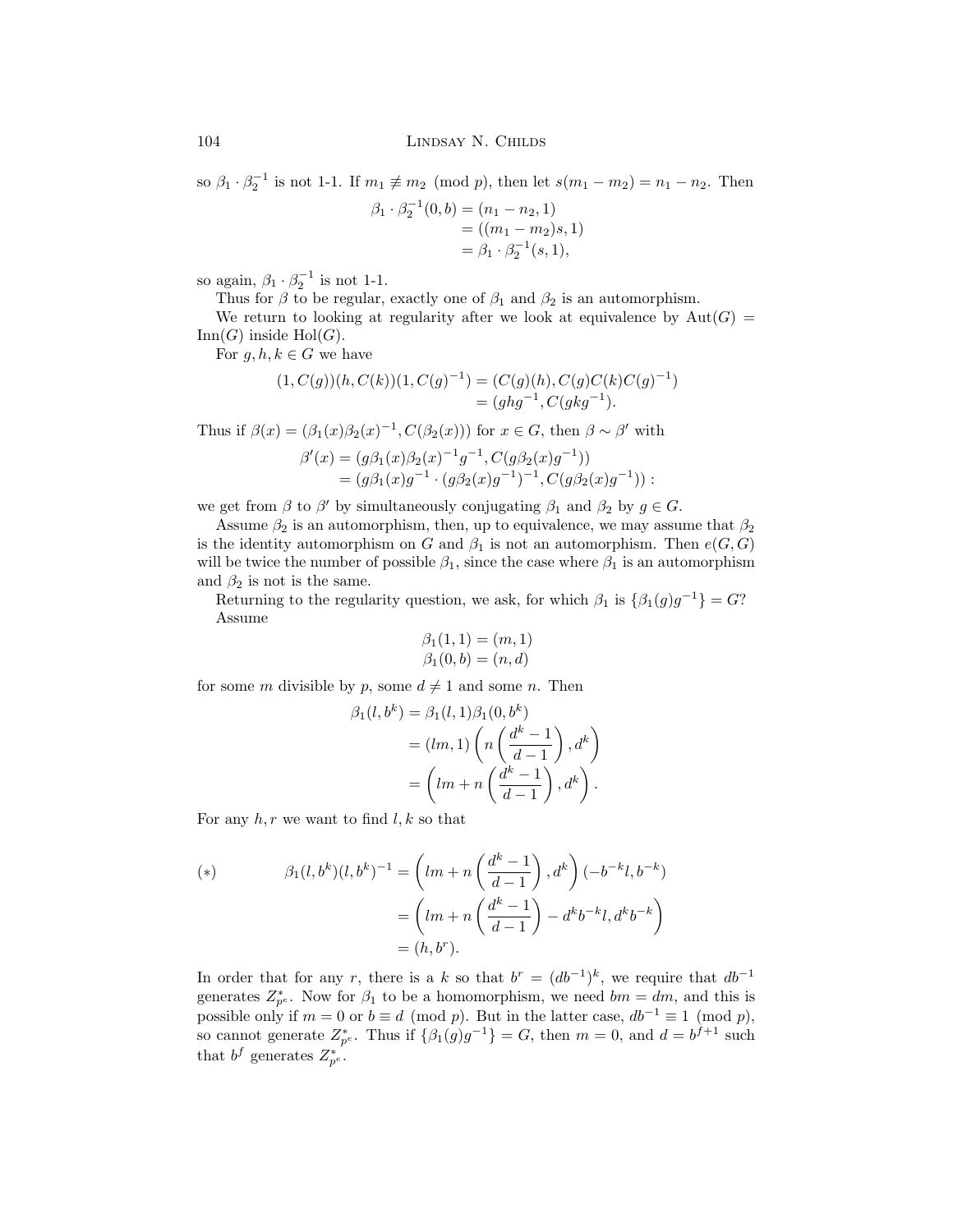so $\beta_1 \cdot \beta_2^{-1}$ is not 1-1. If $m_1 \not\equiv m_2 \pmod p$, then let $s(m_1 - m_2) = n_1 - n_2$. Then

$$\begin{aligned}\beta_1 \cdot \beta_2^{-1}(0, b) &= (n_1 - n_2, 1)\\ &= ((m_1 - m_2)s, 1)\\ &= \beta_1 \cdot \beta_2^{-1}(s, 1),\end{aligned}$$

so again, $\beta_1 \cdot \beta_2^{-1}$ is not 1-1.

Thus for $\beta$ to be regular, exactly one of $\beta_1$ and $\beta_2$ is an automorphism.

We return to looking at regularity after we look at equivalence by $\mathrm{Aut}(G) = \mathrm{Inn}(G)$ inside $\mathrm{Hol}(G)$.

For $g, h, k \in G$ we have

$$\begin{aligned}(1, C(g))(h, C(k))(1, C(g)^{-1}) &= (C(g)(h), C(g)C(k)C(g)^{-1})\\ &= (ghg^{-1}, C(gkg^{-1}).\end{aligned}$$

Thus if $\beta(x) = (\beta_1(x)\beta_2(x)^{-1}, C(\beta_2(x)))$ for $x \in G$, then $\beta \sim \beta'$ with

$$\begin{aligned}\beta'(x) &= (g\beta_1(x)\beta_2(x)^{-1}g^{-1}, C(g\beta_2(x)g^{-1}))\\ &= (g\beta_1(x)g^{-1} \cdot (g\beta_2(x)g^{-1})^{-1}, C(g\beta_2(x)g^{-1})) :\end{aligned}$$

we get from $\beta$ to $\beta'$ by simultaneously conjugating $\beta_1$ and $\beta_2$ by $g \in G$.

Assume $\beta_2$ is an automorphism, then, up to equivalence, we may assume that $\beta_2$ is the identity automorphism on $G$ and $\beta_1$ is not an automorphism. Then $e(G, G)$ will be twice the number of possible $\beta_1$, since the case where $\beta_1$ is an automorphism and $\beta_2$ is not is the same.

Returning to the regularity question, we ask, for which $\beta_1$ is $\{\beta_1(g)g^{-1}\} = G$? Assume

$$\begin{aligned}\beta_1(1, 1) &= (m, 1)\\ \beta_1(0, b) &= (n, d)\end{aligned}$$

for some $m$ divisible by $p$, some $d \neq 1$ and some $n$. Then

$$\begin{aligned}\beta_1(l, b^k) &= \beta_1(l, 1)\beta_1(0, b^k)\\ &= (lm, 1)\left(n\left(\frac{d^k - 1}{d - 1}\right), d^k\right)\\ &= \left(lm + n\left(\frac{d^k - 1}{d - 1}\right), d^k\right).\end{aligned}$$

For any $h, r$ we want to find $l, k$ so that

$$\begin{aligned}(*) \qquad \beta_1(l, b^k)(l, b^k)^{-1} &= \left(lm + n\left(\frac{d^k - 1}{d - 1}\right), d^k\right)(-b^{-k}l, b^{-k})\\ &= \left(lm + n\left(\frac{d^k - 1}{d - 1}\right) - d^k b^{-k} l, d^k b^{-k}\right)\\ &= (h, b^r).\end{aligned}$$

In order that for any $r$, there is a $k$ so that $b^r = (db^{-1})^k$, we require that $db^{-1}$ generates $Z_{p^e}^*$. Now for $\beta_1$ to be a homomorphism, we need $bm = dm$, and this is possible only if $m = 0$ or $b \equiv d \pmod p$. But in the latter case, $db^{-1} \equiv 1 \pmod p$, so cannot generate $Z_{p^e}^*$. Thus if $\{\beta_1(g)g^{-1}\} = G$, then $m = 0$, and $d = b^{f+1}$ such that $b^f$ generates $Z_{p^e}^*$.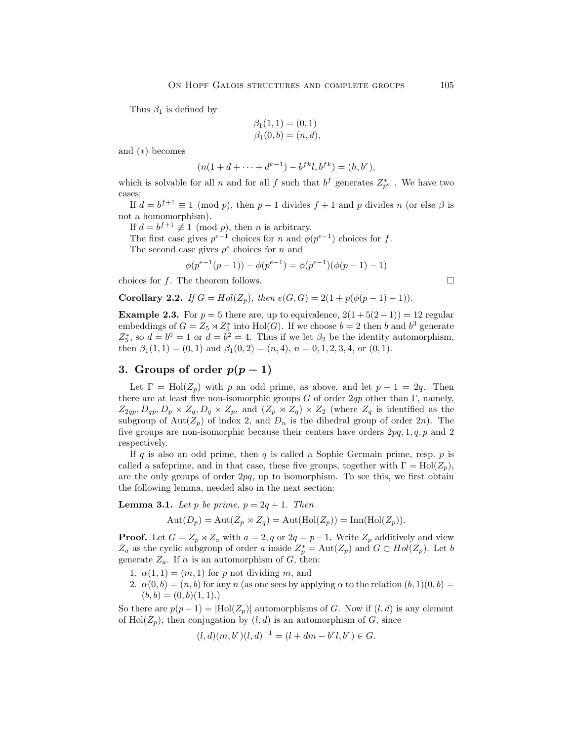Thus $\beta_1$ is defined by

$$\beta_1(1,1) = (0,1)$$
$$\beta_1(0,b) = (n,d),$$

and (*) becomes

$$(n(1+d+\cdots+d^{k-1}) - b^{fk}l, b^{fk}) = (h, b^r),$$

which is solvable for all $n$ and for all $f$ such that $b^f$ generates $Z_{p^e}^*$ . We have two cases:

If $d = b^{f+1} \equiv 1 \pmod p$, then $p-1$ divides $f+1$ and $p$ divides $n$ (or else $\beta$ is not a homomorphism).

If $d = b^{f+1} \not\equiv 1 \pmod p$, then $n$ is arbitrary.

The first case gives $p^{e-1}$ choices for $n$ and $\phi(p^{e-1})$ choices for $f$.

The second case gives $p^e$ choices for $n$ and

$$\phi(p^{e-1}(p-1)) - \phi(p^{e-1}) = \phi(p^{e-1})(\phi(p-1)-1)$$

choices for $f$. The theorem follows. □

**Corollary 2.2.** *If $G = Hol(Z_p)$, then $e(G,G) = 2(1 + p(\phi(p-1)-1))$.*

**Example 2.3.** For $p = 5$ there are, up to equivalence, $2(1+5(2-1)) = 12$ regular embeddings of $G = Z_5 \rtimes Z_5^*$ into $\mathrm{Hol}(G)$. If we choose $b = 2$ then $b$ and $b^3$ generate $Z_5^*$, so $d = b^0 = 1$ or $d = b^2 = 4$. Thus if we let $\beta_2$ be the identity automorphism, then $\beta_1(1,1) = (0,1)$ and $\beta_1(0,2) = (n,4)$, $n = 0,1,2,3,4$, or $(0,1)$.

## 3. Groups of order $p(p-1)$

Let $\Gamma = \mathrm{Hol}(Z_p)$ with $p$ an odd prime, as above, and let $p-1 = 2q$. Then there are at least five non-isomorphic groups $G$ of order $2qp$ other than $\Gamma$, namely, $Z_{2qp}, D_{qp}, D_p \times Z_q, D_q \times Z_p$, and $(Z_p \rtimes Z_q) \times Z_2$ (where $Z_q$ is identified as the subgroup of $\mathrm{Aut}(Z_p)$ of index 2, and $D_n$ is the dihedral group of order $2n$). The five groups are non-isomorphic because their centers have orders $2pq, 1, q, p$ and 2 respectively.

If $q$ is also an odd prime, then $q$ is called a Sophie Germain prime, resp. $p$ is called a safeprime, and in that case, these five groups, together with $\Gamma = \mathrm{Hol}(Z_p)$, are the only groups of order $2pq$, up to isomorphism. To see this, we first obtain the following lemma, needed also in the next section:

**Lemma 3.1.** *Let $p$ be prime, $p = 2q+1$. Then*

$$\mathrm{Aut}(D_p) = \mathrm{Aut}(Z_p \rtimes Z_q) = \mathrm{Aut}(\mathrm{Hol}(Z_p)) = \mathrm{Inn}(\mathrm{Hol}(Z_p)).$$

**Proof.** Let $G = Z_p \rtimes Z_a$ with $a = 2, q$ or $2q = p-1$. Write $Z_p$ additively and view $Z_a$ as the cyclic subgroup of order $a$ inside $Z_p^* = \mathrm{Aut}(Z_p)$ and $G \subset Hol(Z_p)$. Let $b$ generate $Z_a$. If $\alpha$ is an automorphism of $G$, then:

1. $\alpha(1,1) = (m,1)$ for $p$ not dividing $m$, and
2. $\alpha(0,b) = (n,b)$ for any $n$ (as one sees by applying $\alpha$ to the relation $(b,1)(0,b) = (b,b) = (0,b)(1,1)$.)

So there are $p(p-1) = |\mathrm{Hol}(Z_p)|$ automorphisms of $G$. Now if $(l,d)$ is any element of $\mathrm{Hol}(Z_p)$, then conjugation by $(l,d)$ is an automorphism of $G$, since

$$(l,d)(m,b^r)(l,d)^{-1} = (l + dm - b^r l, b^r) \in G.$$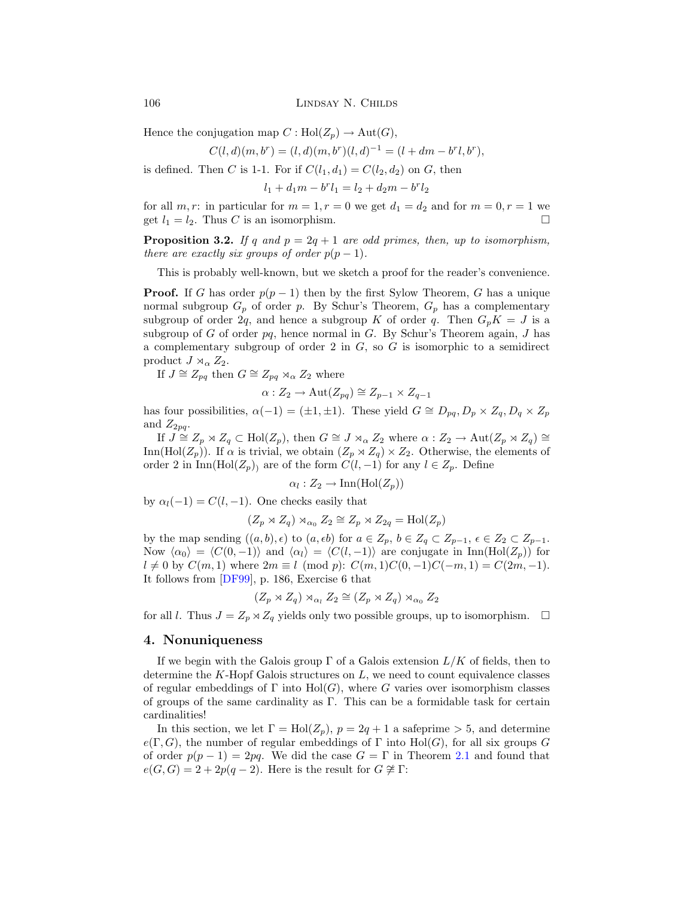Hence the conjugation map $C : \mathrm{Hol}(Z_p) \to \mathrm{Aut}(G)$,

$$C(l, d)(m, b^r) = (l, d)(m, b^r)(l, d)^{-1} = (l + dm - b^r l, b^r),$$

is defined. Then $C$ is 1-1. For if $C(l_1, d_1) = C(l_2, d_2)$ on $G$, then

$$l_1 + d_1 m - b^r l_1 = l_2 + d_2 m - b^r l_2$$

for all $m, r$: in particular for $m = 1, r = 0$ we get $d_1 = d_2$ and for $m = 0, r = 1$ we get $l_1 = l_2$. Thus $C$ is an isomorphism. $\square$

**Proposition 3.2.** *If $q$ and $p = 2q + 1$ are odd primes, then, up to isomorphism, there are exactly six groups of order $p(p - 1)$.*

This is probably well-known, but we sketch a proof for the reader's convenience.

**Proof.** If $G$ has order $p(p-1)$ then by the first Sylow Theorem, $G$ has a unique normal subgroup $G_p$ of order $p$. By Schur's Theorem, $G_p$ has a complementary subgroup of order $2q$, and hence a subgroup $K$ of order $q$. Then $G_p K = J$ is a subgroup of $G$ of order $pq$, hence normal in $G$. By Schur's Theorem again, $J$ has a complementary subgroup of order 2 in $G$, so $G$ is isomorphic to a semidirect product $J \rtimes_\alpha Z_2$.

If $J \cong Z_{pq}$ then $G \cong Z_{pq} \rtimes_\alpha Z_2$ where

$$\alpha : Z_2 \to \mathrm{Aut}(Z_{pq}) \cong Z_{p-1} \times Z_{q-1}$$

has four possibilities, $\alpha(-1) = (\pm 1, \pm 1)$. These yield $G \cong D_{pq}, D_p \times Z_q, D_q \times Z_p$ and $Z_{2pq}$.

If $J \cong Z_p \rtimes Z_q \subset \mathrm{Hol}(Z_p)$, then $G \cong J \rtimes_\alpha Z_2$ where $\alpha : Z_2 \to \mathrm{Aut}(Z_p \rtimes Z_q) \cong \mathrm{Inn}(\mathrm{Hol}(Z_p))$. If $\alpha$ is trivial, we obtain $(Z_p \rtimes Z_q) \times Z_2$. Otherwise, the elements of order 2 in $\mathrm{Inn}(\mathrm{Hol}(Z_p))$ are of the form $C(l, -1)$ for any $l \in Z_p$. Define

$$\alpha_l : Z_2 \to \mathrm{Inn}(\mathrm{Hol}(Z_p))$$

by $\alpha_l(-1) = C(l, -1)$. One checks easily that

$$(Z_p \rtimes Z_q) \rtimes_{\alpha_0} Z_2 \cong Z_p \rtimes Z_{2q} = \mathrm{Hol}(Z_p)$$

by the map sending $((a, b), \epsilon)$ to $(a, \epsilon b)$ for $a \in Z_p$, $b \in Z_q \subset Z_{p-1}$, $\epsilon \in Z_2 \subset Z_{p-1}$. Now $\langle \alpha_0 \rangle = \langle C(0, -1) \rangle$ and $\langle \alpha_l \rangle = \langle C(l, -1) \rangle$ are conjugate in $\mathrm{Inn}(\mathrm{Hol}(Z_p))$ for $l \neq 0$ by $C(m, 1)$ where $2m \equiv l \pmod{p}$: $C(m, 1)C(0, -1)C(-m, 1) = C(2m, -1)$. It follows from [DF99], p. 186, Exercise 6 that

$$(Z_p \rtimes Z_q) \rtimes_{\alpha_l} Z_2 \cong (Z_p \rtimes Z_q) \rtimes_{\alpha_0} Z_2$$

for all $l$. Thus $J = Z_p \rtimes Z_q$ yields only two possible groups, up to isomorphism. $\square$

## 4. Nonuniqueness

If we begin with the Galois group $\Gamma$ of a Galois extension $L/K$ of fields, then to determine the $K$-Hopf Galois structures on $L$, we need to count equivalence classes of regular embeddings of $\Gamma$ into $\mathrm{Hol}(G)$, where $G$ varies over isomorphism classes of groups of the same cardinality as $\Gamma$. This can be a formidable task for certain cardinalities!

In this section, we let $\Gamma = \mathrm{Hol}(Z_p)$, $p = 2q + 1$ a safeprime $> 5$, and determine $e(\Gamma, G)$, the number of regular embeddings of $\Gamma$ into $\mathrm{Hol}(G)$, for all six groups $G$ of order $p(p-1) = 2pq$. We did the case $G = \Gamma$ in Theorem 2.1 and found that $e(G, G) = 2 + 2p(q - 2)$. Here is the result for $G \ncong \Gamma$: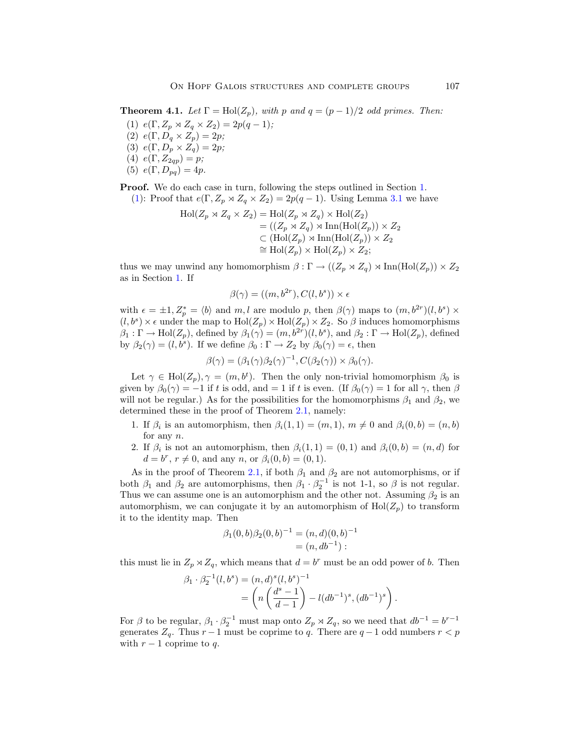**Theorem 4.1.** *Let $\Gamma = \mathrm{Hol}(Z_p)$, with $p$ and $q = (p-1)/2$ odd primes. Then:*

1. $e(\Gamma, Z_p \rtimes Z_q \times Z_2) = 2p(q-1)$;
2. $e(\Gamma, D_q \times Z_p) = 2p$;
3. $e(\Gamma, D_p \times Z_q) = 2p$;
4. $e(\Gamma, Z_{2qp}) = p$;
5. $e(\Gamma, D_{pq}) = 4p$.

**Proof.** We do each case in turn, following the steps outlined in Section 1.

(1): Proof that $e(\Gamma, Z_p \rtimes Z_q \times Z_2) = 2p(q-1)$. Using Lemma 3.1 we have

$$\begin{aligned}
\mathrm{Hol}(Z_p \rtimes Z_q \times Z_2) &= \mathrm{Hol}(Z_p \rtimes Z_q) \times \mathrm{Hol}(Z_2) \\
&= ((Z_p \rtimes Z_q) \rtimes \mathrm{Inn}(\mathrm{Hol}(Z_p)) \times Z_2 \\
&\subset (\mathrm{Hol}(Z_p) \rtimes \mathrm{Inn}(\mathrm{Hol}(Z_p)) \times Z_2 \\
&\cong \mathrm{Hol}(Z_p) \times \mathrm{Hol}(Z_p) \times Z_2;
\end{aligned}$$

thus we may unwind any homomorphism $\beta : \Gamma \to ((Z_p \rtimes Z_q) \rtimes \mathrm{Inn}(\mathrm{Hol}(Z_p)) \times Z_2$ as in Section 1. If

$$\beta(\gamma) = ((m, b^{2r}), C(l, b^s)) \times \epsilon$$

with $\epsilon = \pm 1$, $Z_p^* = \langle b \rangle$ and $m, l$ are modulo $p$, then $\beta(\gamma)$ maps to $(m, b^{2r})(l, b^s) \times (l, b^s) \times \epsilon$ under the map to $\mathrm{Hol}(Z_p) \times \mathrm{Hol}(Z_p) \times Z_2$. So $\beta$ induces homomorphisms $\beta_1 : \Gamma \to \mathrm{Hol}(Z_p)$, defined by $\beta_1(\gamma) = (m, b^{2r})(l, b^s)$, and $\beta_2 : \Gamma \to \mathrm{Hol}(Z_p)$, defined by $\beta_2(\gamma) = (l, b^s)$. If we define $\beta_0 : \Gamma \to Z_2$ by $\beta_0(\gamma) = \epsilon$, then

$$\beta(\gamma) = (\beta_1(\gamma)\beta_2(\gamma)^{-1}, C(\beta_2(\gamma)) \times \beta_0(\gamma).$$

Let $\gamma \in \mathrm{Hol}(Z_p), \gamma = (m, b^t)$. Then the only non-trivial homomorphism $\beta_0$ is given by $\beta_0(\gamma) = -1$ if $t$ is odd, and $= 1$ if $t$ is even. (If $\beta_0(\gamma) = 1$ for all $\gamma$, then $\beta$ will not be regular.) As for the possibilities for the homomorphisms $\beta_1$ and $\beta_2$, we determined these in the proof of Theorem 2.1, namely:

1. If $\beta_i$ is an automorphism, then $\beta_i(1, 1) = (m, 1)$, $m \neq 0$ and $\beta_i(0, b) = (n, b)$ for any $n$.
2. If $\beta_i$ is not an automorphism, then $\beta_i(1, 1) = (0, 1)$ and $\beta_i(0, b) = (n, d)$ for $d = b^r$, $r \neq 0$, and any $n$, or $\beta_i(0, b) = (0, 1)$.

As in the proof of Theorem 2.1, if both $\beta_1$ and $\beta_2$ are not automorphisms, or if both $\beta_1$ and $\beta_2$ are automorphisms, then $\beta_1 \cdot \beta_2^{-1}$ is not 1-1, so $\beta$ is not regular. Thus we can assume one is an automorphism and the other not. Assuming $\beta_2$ is an automorphism, we can conjugate it by an automorphism of $\mathrm{Hol}(Z_p)$ to transform it to the identity map. Then

$$\begin{aligned}
\beta_1(0, b)\beta_2(0, b)^{-1} &= (n, d)(0, b)^{-1} \\
&= (n, db^{-1}) :
\end{aligned}$$

this must lie in $Z_p \rtimes Z_q$, which means that $d = b^r$ must be an odd power of $b$. Then

$$\begin{aligned}
\beta_1 \cdot \beta_2^{-1}(l, b^s) &= (n, d)^s (l, b^s)^{-1} \\
&= \left( n\left(\frac{d^s - 1}{d - 1}\right) - l(db^{-1})^s, (db^{-1})^s \right).
\end{aligned}$$

For $\beta$ to be regular, $\beta_1 \cdot \beta_2^{-1}$ must map onto $Z_p \rtimes Z_q$, so we need that $db^{-1} = b^{r-1}$ generates $Z_q$. Thus $r - 1$ must be coprime to $q$. There are $q - 1$ odd numbers $r < p$ with $r - 1$ coprime to $q$.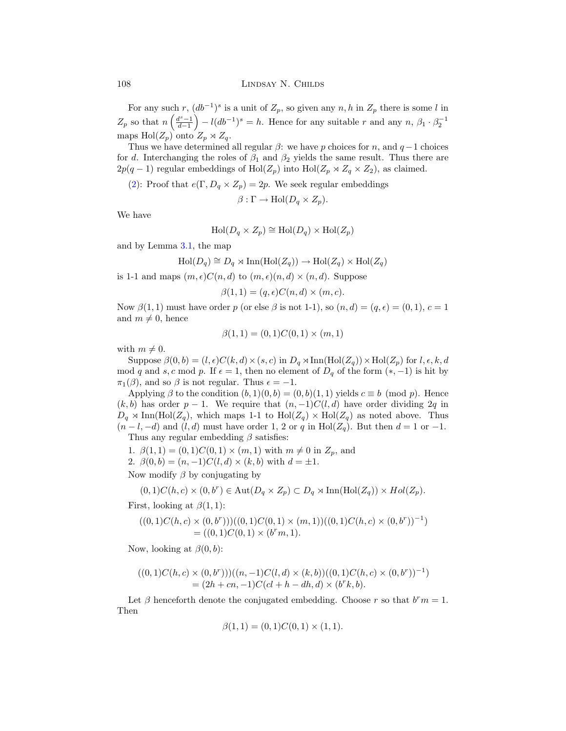For any such $r$, $(db^{-1})^s$ is a unit of $Z_p$, so given any $n, h$ in $Z_p$ there is some $l$ in $Z_p$ so that $n\left(\frac{d^s-1}{d-1}\right) - l(db^{-1})^s = h$. Hence for any suitable $r$ and any $n$, $\beta_1 \cdot \beta_2^{-1}$ maps $\mathrm{Hol}(Z_p)$ onto $Z_p \rtimes Z_q$.

Thus we have determined all regular $\beta$: we have $p$ choices for $n$, and $q-1$ choices for $d$. Interchanging the roles of $\beta_1$ and $\beta_2$ yields the same result. Thus there are $2p(q-1)$ regular embeddings of $\mathrm{Hol}(Z_p)$ into $\mathrm{Hol}(Z_p \rtimes Z_q \times Z_2)$, as claimed.

(2): Proof that $e(\Gamma, D_q \times Z_p) = 2p$. We seek regular embeddings

$$\beta : \Gamma \to \mathrm{Hol}(D_q \times Z_p).$$

We have

$$\mathrm{Hol}(D_q \times Z_p) \cong \mathrm{Hol}(D_q) \times \mathrm{Hol}(Z_p)$$

and by Lemma 3.1, the map

$$\mathrm{Hol}(D_q) \cong D_q \rtimes \mathrm{Inn}(\mathrm{Hol}(Z_q)) \to \mathrm{Hol}(Z_q) \times \mathrm{Hol}(Z_q)$$

is 1-1 and maps $(m, \epsilon)C(n, d)$ to $(m, \epsilon)(n, d) \times (n, d)$. Suppose

$$\beta(1, 1) = (q, \epsilon)C(n, d) \times (m, c).$$

Now $\beta(1, 1)$ must have order $p$ (or else $\beta$ is not 1-1), so $(n, d) = (q, \epsilon) = (0, 1)$, $c = 1$ and $m \neq 0$, hence

$$\beta(1, 1) = (0, 1)C(0, 1) \times (m, 1)$$

with $m \neq 0$.

Suppose $\beta(0, b) = (l, \epsilon)C(k, d) \times (s, c)$ in $D_q \rtimes \mathrm{Inn}(\mathrm{Hol}(Z_q)) \times \mathrm{Hol}(Z_p)$ for $l, \epsilon, k, d$ mod $q$ and $s, c$ mod $p$. If $\epsilon = 1$, then no element of $D_q$ of the form $(*, -1)$ is hit by $\pi_1(\beta)$, and so $\beta$ is not regular. Thus $\epsilon = -1$.

Applying $\beta$ to the condition $(b, 1)(0, b) = (0, b)(1, 1)$ yields $c \equiv b \pmod{p}$. Hence $(k, b)$ has order $p-1$. We require that $(n, -1)C(l, d)$ have order dividing $2q$ in $D_q \rtimes \mathrm{Inn}(\mathrm{Hol}(Z_q))$, which maps 1-1 to $\mathrm{Hol}(Z_q) \times \mathrm{Hol}(Z_q)$ as noted above. Thus $(n-l, -d)$ and $(l, d)$ must have order 1, 2 or $q$ in $\mathrm{Hol}(Z_q)$. But then $d = 1$ or $-1$.

Thus any regular embedding $\beta$ satisfies:

1. $\beta(1, 1) = (0, 1)C(0, 1) \times (m, 1)$ with $m \neq 0$ in $Z_p$, and
2. $\beta(0, b) = (n, -1)C(l, d) \times (k, b)$ with $d = \pm 1$.

Now modify $\beta$ by conjugating by

$$(0, 1)C(h, c) \times (0, b^r) \in \mathrm{Aut}(D_q \times Z_p) \subset D_q \rtimes \mathrm{Inn}(\mathrm{Hol}(Z_q)) \times Hol(Z_p).$$

First, looking at $\beta(1, 1)$:

$$\begin{aligned}((0, 1)C(h, c) \times (0, b^r))&((0, 1)C(0, 1) \times (m, 1))((0, 1)C(h, c) \times (0, b^r))^{-1})\\ &= ((0, 1)C(0, 1) \times (b^r m, 1).\end{aligned}$$

Now, looking at $\beta(0, b)$:

$$\begin{aligned}((0, 1)C(h, c) \times (0, b^r)))&((n, -1)C(l, d) \times (k, b))((0, 1)C(h, c) \times (0, b^r))^{-1})\\ &= (2h + cn, -1)C(cl + h - dh, d) \times (b^r k, b).\end{aligned}$$

Let $\beta$ henceforth denote the conjugated embedding. Choose $r$ so that $b^r m = 1$. Then

$$\beta(1, 1) = (0, 1)C(0, 1) \times (1, 1).$$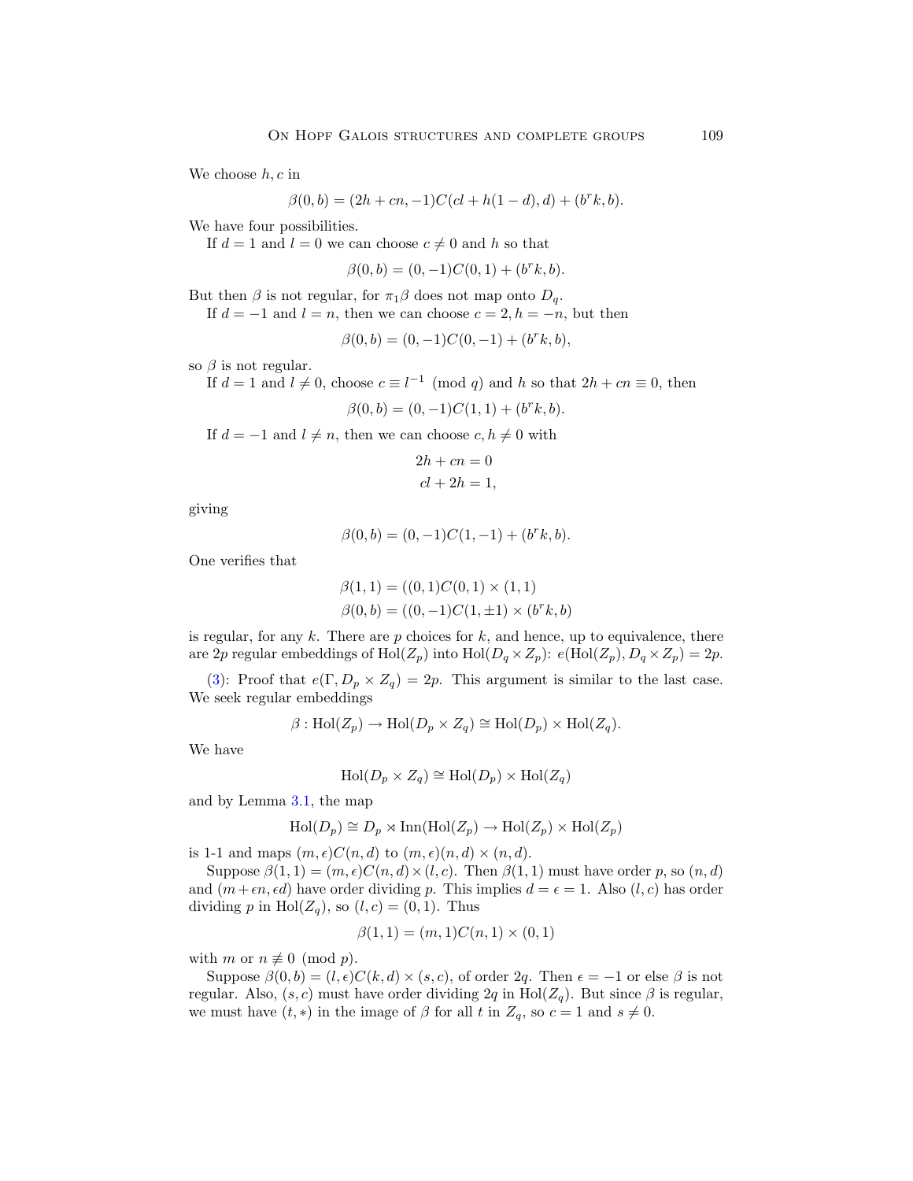We choose $h, c$ in

$$\beta(0,b) = (2h + cn, -1)C(cl + h(1-d), d) + (b^r k, b).$$

We have four possibilities.

If $d = 1$ and $l = 0$ we can choose $c \neq 0$ and $h$ so that

$$\beta(0,b) = (0,-1)C(0,1) + (b^r k, b).$$

But then $\beta$ is not regular, for $\pi_1\beta$ does not map onto $D_q$.

If $d = -1$ and $l = n$, then we can choose $c = 2, h = -n$, but then

$$\beta(0,b) = (0,-1)C(0,-1) + (b^r k, b),$$

so $\beta$ is not regular.

If $d = 1$ and $l \neq 0$, choose $c \equiv l^{-1} \pmod q$ and $h$ so that $2h + cn \equiv 0$, then

$$\beta(0,b) = (0,-1)C(1,1) + (b^r k, b).$$

If $d = -1$ and $l \neq n$, then we can choose $c, h \neq 0$ with

$$\begin{aligned} 2h + cn &= 0 \\ cl + 2h &= 1, \end{aligned}$$

giving

$$\beta(0,b) = (0,-1)C(1,-1) + (b^r k, b).$$

One verifies that

$$\begin{aligned} \beta(1,1) &= ((0,1)C(0,1) \times (1,1) \\ \beta(0,b) &= ((0,-1)C(1,\pm 1) \times (b^r k, b) \end{aligned}$$

is regular, for any $k$. There are $p$ choices for $k$, and hence, up to equivalence, there are $2p$ regular embeddings of $\mathrm{Hol}(Z_p)$ into $\mathrm{Hol}(D_q \times Z_p)$: $e(\mathrm{Hol}(Z_p), D_q \times Z_p) = 2p$.

(3): Proof that $e(\Gamma, D_p \times Z_q) = 2p$. This argument is similar to the last case. We seek regular embeddings

$$\beta : \mathrm{Hol}(Z_p) \to \mathrm{Hol}(D_p \times Z_q) \cong \mathrm{Hol}(D_p) \times \mathrm{Hol}(Z_q).$$

We have

$$\mathrm{Hol}(D_p \times Z_q) \cong \mathrm{Hol}(D_p) \times \mathrm{Hol}(Z_q)$$

and by Lemma 3.1, the map

$$\mathrm{Hol}(D_p) \cong D_p \rtimes \mathrm{Inn}(\mathrm{Hol}(Z_p) \to \mathrm{Hol}(Z_p) \times \mathrm{Hol}(Z_p)$$

is 1-1 and maps $(m,\epsilon)C(n,d)$ to $(m,\epsilon)(n,d) \times (n,d)$.

Suppose $\beta(1,1) = (m,\epsilon)C(n,d) \times (l,c)$. Then $\beta(1,1)$ must have order $p$, so $(n,d)$ and $(m + \epsilon n, \epsilon d)$ have order dividing $p$. This implies $d = \epsilon = 1$. Also $(l,c)$ has order dividing $p$ in $\mathrm{Hol}(Z_q)$, so $(l,c) = (0,1)$. Thus

$$\beta(1,1) = (m,1)C(n,1) \times (0,1)$$

with $m$ or $n \not\equiv 0 \pmod p$.

Suppose $\beta(0,b) = (l,\epsilon)C(k,d) \times (s,c)$, of order $2q$. Then $\epsilon = -1$ or else $\beta$ is not regular. Also, $(s,c)$ must have order dividing $2q$ in $\mathrm{Hol}(Z_q)$. But since $\beta$ is regular, we must have $(t,*)$ in the image of $\beta$ for all $t$ in $Z_q$, so $c = 1$ and $s \neq 0$.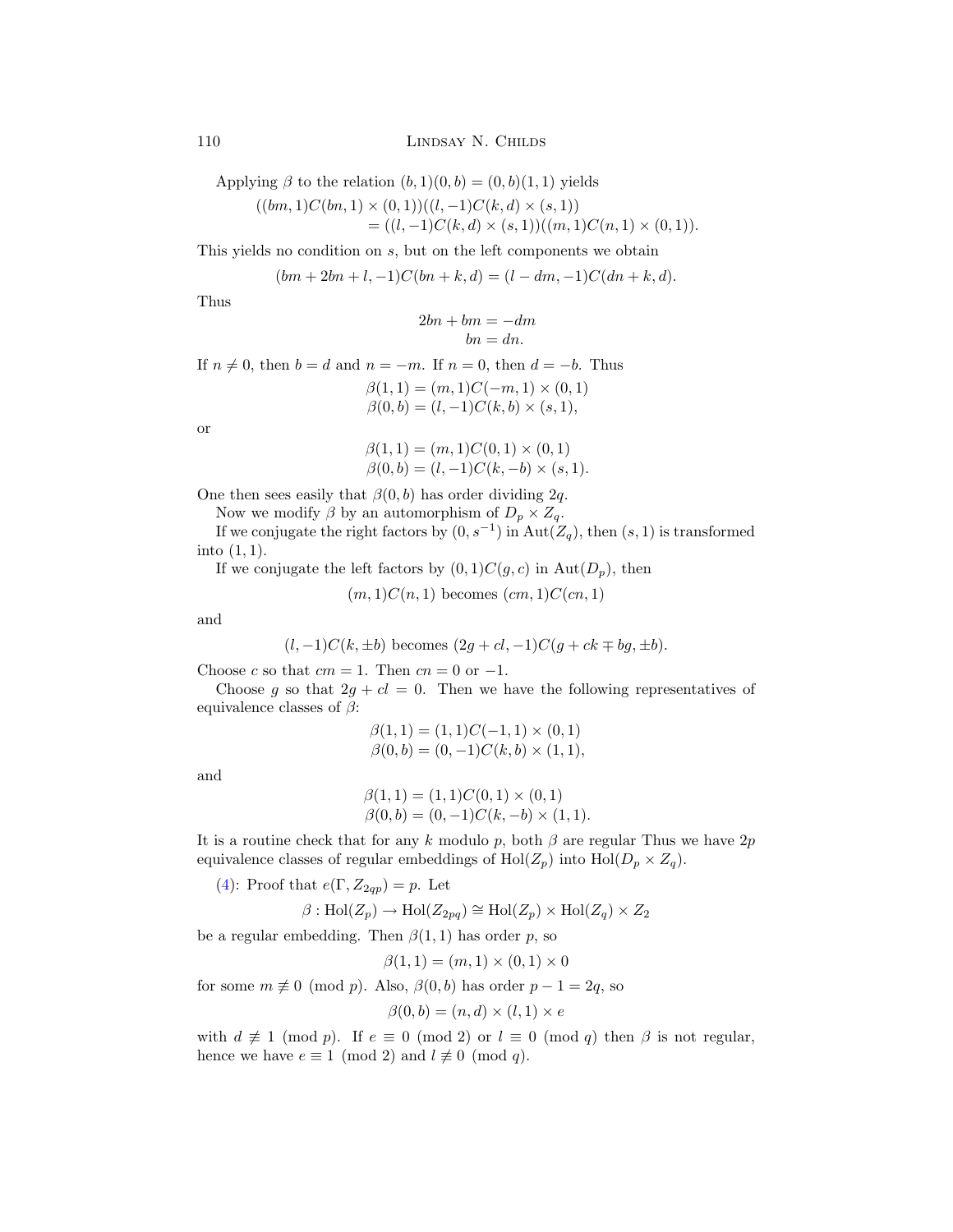Applying $\beta$ to the relation $(b,1)(0,b) = (0,b)(1,1)$ yields

$$\begin{aligned}((bm,1)C(bn,1) \times (0,1))&((l,-1)C(k,d) \times (s,1)) \\ &= ((l,-1)C(k,d) \times (s,1))((m,1)C(n,1) \times (0,1)).\end{aligned}$$

This yields no condition on $s$, but on the left components we obtain

$$(bm + 2bn + l, -1)C(bn + k, d) = (l - dm, -1)C(dn + k, d).$$

Thus

$$\begin{aligned}2bn + bm &= -dm \\ bn &= dn.\end{aligned}$$

If $n \neq 0$, then $b = d$ and $n = -m$. If $n = 0$, then $d = -b$. Thus

$$\begin{aligned}\beta(1,1) &= (m,1)C(-m,1) \times (0,1) \\ \beta(0,b) &= (l,-1)C(k,b) \times (s,1),\end{aligned}$$

or

$$\begin{aligned}\beta(1,1) &= (m,1)C(0,1) \times (0,1) \\ \beta(0,b) &= (l,-1)C(k,-b) \times (s,1).\end{aligned}$$

One then sees easily that $\beta(0,b)$ has order dividing $2q$.

Now we modify $\beta$ by an automorphism of $D_p \times Z_q$.

If we conjugate the right factors by $(0, s^{-1})$ in $\mathrm{Aut}(Z_q)$, then $(s,1)$ is transformed into $(1,1)$.

If we conjugate the left factors by $(0,1)C(g,c)$ in $\mathrm{Aut}(D_p)$, then

$$(m,1)C(n,1) \text{ becomes } (cm,1)C(cn,1)$$

and

$$(l,-1)C(k,\pm b) \text{ becomes } (2g + cl, -1)C(g + ck \mp bg, \pm b).$$

Choose $c$ so that $cm = 1$. Then $cn = 0$ or $-1$.

Choose $g$ so that $2g + cl = 0$. Then we have the following representatives of equivalence classes of $\beta$:

$$\begin{aligned}\beta(1,1) &= (1,1)C(-1,1) \times (0,1) \\ \beta(0,b) &= (0,-1)C(k,b) \times (1,1),\end{aligned}$$

and

$$\begin{aligned}\beta(1,1) &= (1,1)C(0,1) \times (0,1) \\ \beta(0,b) &= (0,-1)C(k,-b) \times (1,1).\end{aligned}$$

It is a routine check that for any $k$ modulo $p$, both $\beta$ are regular Thus we have $2p$ equivalence classes of regular embeddings of $\mathrm{Hol}(Z_p)$ into $\mathrm{Hol}(D_p \times Z_q)$.

(4): Proof that $e(\Gamma, Z_{2qp}) = p$. Let

$$\beta : \mathrm{Hol}(Z_p) \to \mathrm{Hol}(Z_{2pq}) \cong \mathrm{Hol}(Z_p) \times \mathrm{Hol}(Z_q) \times Z_2$$

be a regular embedding. Then $\beta(1,1)$ has order $p$, so

$$\beta(1,1) = (m,1) \times (0,1) \times 0$$

for some $m \not\equiv 0 \pmod p$. Also, $\beta(0,b)$ has order $p - 1 = 2q$, so

$$\beta(0,b) = (n,d) \times (l,1) \times e$$

with $d \not\equiv 1 \pmod p$. If $e \equiv 0 \pmod 2$ or $l \equiv 0 \pmod q$ then $\beta$ is not regular, hence we have $e \equiv 1 \pmod 2$ and $l \not\equiv 0 \pmod q$.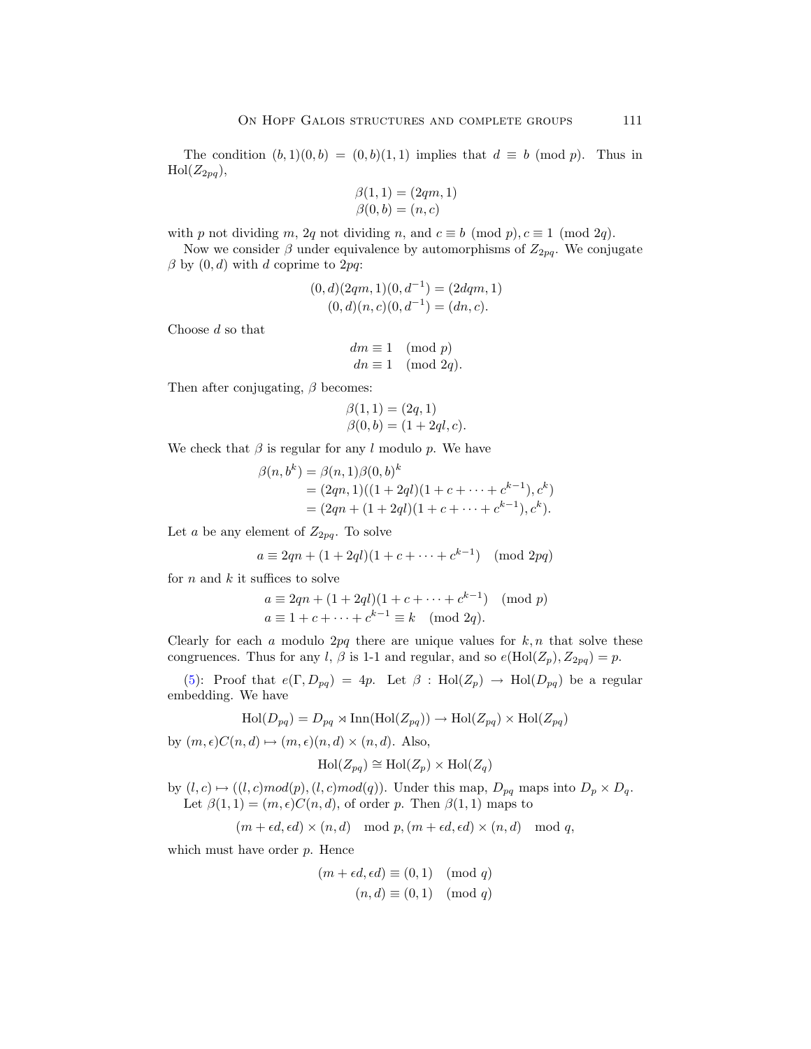The condition $(b, 1)(0, b) = (0, b)(1, 1)$ implies that $d \equiv b \pmod p$. Thus in $\mathrm{Hol}(Z_{2pq})$,

$$\beta(1,1) = (2qm, 1)$$
$$\beta(0,b) = (n, c)$$

with $p$ not dividing $m$, $2q$ not dividing $n$, and $c \equiv b \pmod p, c \equiv 1 \pmod{2q}$.

Now we consider $\beta$ under equivalence by automorphisms of $Z_{2pq}$. We conjugate $\beta$ by $(0, d)$ with $d$ coprime to $2pq$:

$$(0, d)(2qm, 1)(0, d^{-1}) = (2dqm, 1)$$
$$(0, d)(n, c)(0, d^{-1}) = (dn, c).$$

Choose $d$ so that

$$dm \equiv 1 \pmod p$$
$$dn \equiv 1 \pmod{2q}.$$

Then after conjugating, $\beta$ becomes:

$$\beta(1,1) = (2q, 1)$$
$$\beta(0,b) = (1 + 2ql, c).$$

We check that $\beta$ is regular for any $l$ modulo $p$. We have

$$\begin{aligned}
\beta(n, b^k) &= \beta(n,1)\beta(0,b)^k \\
&= (2qn, 1)((1+2ql)(1 + c + \cdots + c^{k-1}), c^k) \\
&= (2qn + (1+2ql)(1 + c + \cdots + c^{k-1}), c^k).
\end{aligned}$$

Let $a$ be any element of $Z_{2pq}$. To solve

$$a \equiv 2qn + (1+2ql)(1 + c + \cdots + c^{k-1}) \pmod{2pq}$$

for $n$ and $k$ it suffices to solve

$$a \equiv 2qn + (1+2ql)(1 + c + \cdots + c^{k-1}) \pmod p$$
$$a \equiv 1 + c + \cdots + c^{k-1} \equiv k \pmod{2q}.$$

Clearly for each $a$ modulo $2pq$ there are unique values for $k, n$ that solve these congruences. Thus for any $l$, $\beta$ is 1-1 and regular, and so $e(\mathrm{Hol}(Z_p), Z_{2pq}) = p$.

(5): Proof that $e(\Gamma, D_{pq}) = 4p$. Let $\beta : \mathrm{Hol}(Z_p) \to \mathrm{Hol}(D_{pq})$ be a regular embedding. We have

$$\mathrm{Hol}(D_{pq}) = D_{pq} \rtimes \mathrm{Inn}(\mathrm{Hol}(Z_{pq})) \to \mathrm{Hol}(Z_{pq}) \times \mathrm{Hol}(Z_{pq})$$

by $(m, \epsilon)C(n, d) \mapsto (m, \epsilon)(n, d) \times (n, d)$. Also,

$$\mathrm{Hol}(Z_{pq}) \cong \mathrm{Hol}(Z_p) \times \mathrm{Hol}(Z_q)$$

by $(l, c) \mapsto ((l, c) mod(p), (l, c) mod(q))$. Under this map, $D_{pq}$ maps into $D_p \times D_q$.

Let $\beta(1,1) = (m, \epsilon)C(n, d)$, of order $p$. Then $\beta(1, 1)$ maps to

$$(m + \epsilon d, \epsilon d) \times (n, d) \mod p, (m + \epsilon d, \epsilon d) \times (n, d) \mod q,$$

which must have order $p$. Hence

$$(m + \epsilon d, \epsilon d) \equiv (0, 1) \pmod q$$
$$(n, d) \equiv (0, 1) \pmod q$$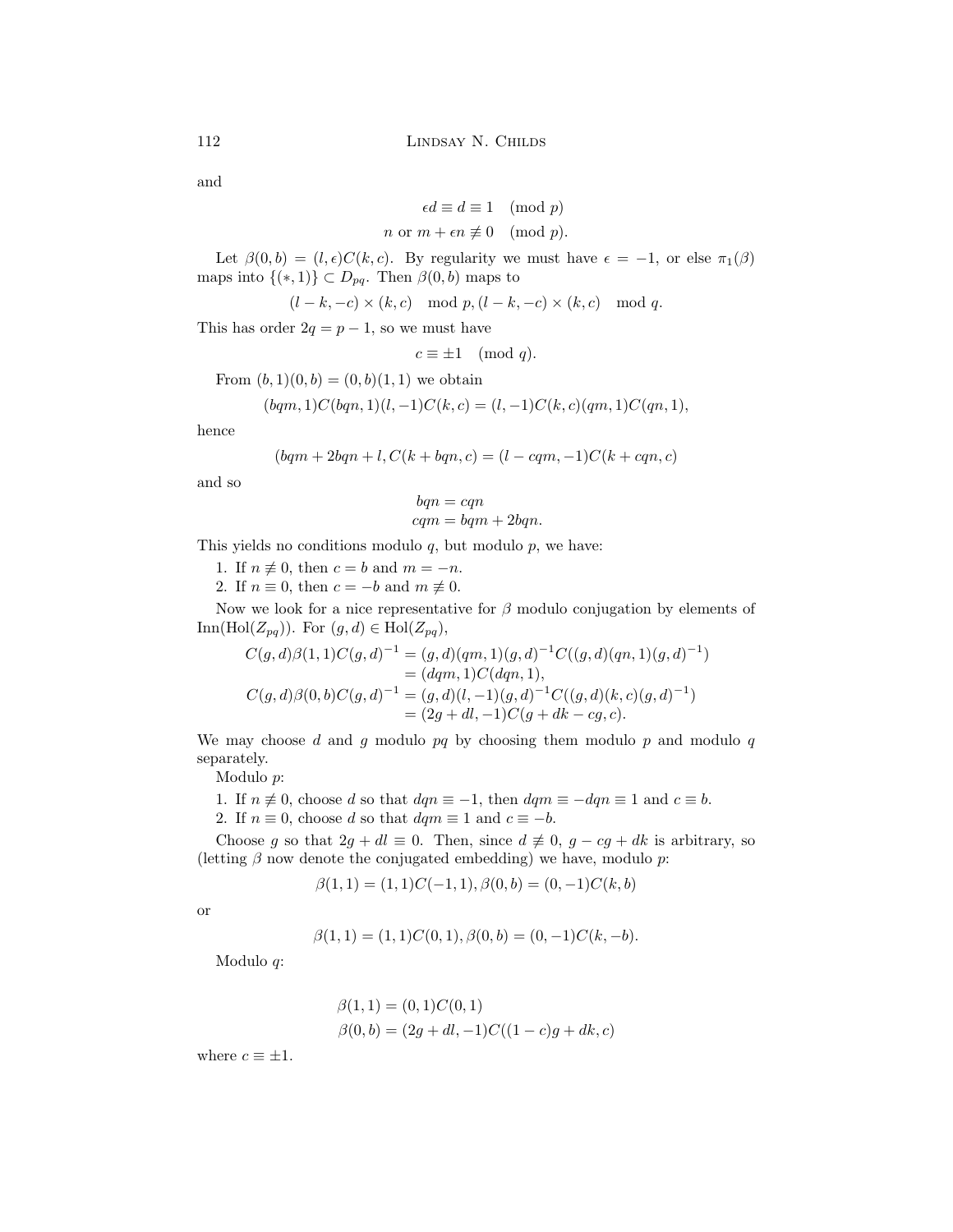and

$$\epsilon d \equiv d \equiv 1 \pmod{p}$$
$$n \text{ or } m + \epsilon n \not\equiv 0 \pmod{p}.$$

Let $\beta(0, b) = (l, \epsilon)C(k, c)$. By regularity we must have $\epsilon = -1$, or else $\pi_1(\beta)$ maps into $\{(*, 1)\} \subset D_{pq}$. Then $\beta(0, b)$ maps to

$$(l - k, -c) \times (k, c) \mod p, (l - k, -c) \times (k, c) \mod q.$$

This has order $2q = p - 1$, so we must have

$$c \equiv \pm 1 \pmod{q}.$$

From $(b, 1)(0, b) = (0, b)(1, 1)$ we obtain

$$(bqm, 1)C(bqn, 1)(l, -1)C(k, c) = (l, -1)C(k, c)(qm, 1)C(qn, 1),$$

hence

$$(bqm + 2bqn + l, C(k + bqn, c) = (l - cqm, -1)C(k + cqn, c)$$

and so

$$\begin{aligned} bqn &= cqn \\ cqm &= bqm + 2bqn. \end{aligned}$$

This yields no conditions modulo $q$, but modulo $p$, we have:

1. If $n \not\equiv 0$, then $c = b$ and $m = -n$.
2. If $n \equiv 0$, then $c = -b$ and $m \not\equiv 0$.

Now we look for a nice representative for $\beta$ modulo conjugation by elements of $\mathrm{Inn}(\mathrm{Hol}(Z_{pq}))$. For $(g, d) \in \mathrm{Hol}(Z_{pq})$,

$$\begin{aligned} C(g, d)\beta(1, 1)C(g, d)^{-1} &= (g, d)(qm, 1)(g, d)^{-1}C((g, d)(qn, 1)(g, d)^{-1}) \\ &= (dqm, 1)C(dqn, 1), \\ C(g, d)\beta(0, b)C(g, d)^{-1} &= (g, d)(l, -1)(g, d)^{-1}C((g, d)(k, c)(g, d)^{-1}) \\ &= (2g + dl, -1)C(g + dk - cg, c). \end{aligned}$$

We may choose $d$ and $g$ modulo $pq$ by choosing them modulo $p$ and modulo $q$ separately.

Modulo $p$:

1. If $n \not\equiv 0$, choose $d$ so that $dqn \equiv -1$, then $dqm \equiv -dqn \equiv 1$ and $c \equiv b$.
2. If $n \equiv 0$, choose $d$ so that $dqm \equiv 1$ and $c \equiv -b$.

Choose $g$ so that $2g + dl \equiv 0$. Then, since $d \not\equiv 0$, $g - cg + dk$ is arbitrary, so (letting $\beta$ now denote the conjugated embedding) we have, modulo $p$:

$$\beta(1, 1) = (1, 1)C(-1, 1), \beta(0, b) = (0, -1)C(k, b)$$

or

$$\beta(1, 1) = (1, 1)C(0, 1), \beta(0, b) = (0, -1)C(k, -b).$$

Modulo $q$:

$$\begin{aligned} \beta(1, 1) &= (0, 1)C(0, 1) \\ \beta(0, b) &= (2g + dl, -1)C((1 - c)g + dk, c) \end{aligned}$$

where $c \equiv \pm 1$.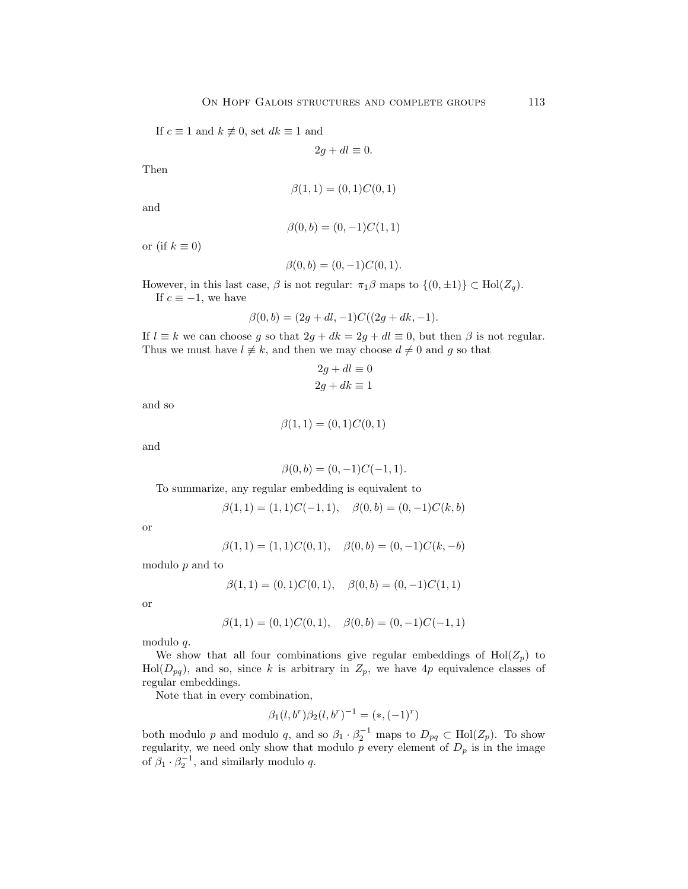If $c \equiv 1$ and $k \not\equiv 0$, set $dk \equiv 1$ and

$$2g + dl \equiv 0.$$

Then

$$\beta(1,1) = (0,1)C(0,1)$$

and

$$\beta(0,b) = (0,-1)C(1,1)$$

or (if $k \equiv 0$)

$$\beta(0,b) = (0,-1)C(0,1).$$

However, in this last case, $\beta$ is not regular: $\pi_1\beta$ maps to $\{(0,\pm 1)\} \subset \mathrm{Hol}(Z_q)$.

If $c \equiv -1$, we have

$$\beta(0,b) = (2g+dl,-1)C((2g+dk,-1).$$

If $l \equiv k$ we can choose $g$ so that $2g + dk = 2g + dl \equiv 0$, but then $\beta$ is not regular. Thus we must have $l \not\equiv k$, and then we may choose $d \neq 0$ and $g$ so that

$$2g + dl \equiv 0$$
$$2g + dk \equiv 1$$

and so

$$\beta(1,1) = (0,1)C(0,1)$$

and

$$\beta(0,b) = (0,-1)C(-1,1).$$

To summarize, any regular embedding is equivalent to

$$\beta(1,1) = (1,1)C(-1,1), \quad \beta(0,b) = (0,-1)C(k,b)$$

or

$$\beta(1,1) = (1,1)C(0,1), \quad \beta(0,b) = (0,-1)C(k,-b)$$

modulo $p$ and to

$$\beta(1,1) = (0,1)C(0,1), \quad \beta(0,b) = (0,-1)C(1,1)$$

or

$$\beta(1,1) = (0,1)C(0,1), \quad \beta(0,b) = (0,-1)C(-1,1)$$

modulo $q$.

We show that all four combinations give regular embeddings of $\mathrm{Hol}(Z_p)$ to $\mathrm{Hol}(D_{pq})$, and so, since $k$ is arbitrary in $Z_p$, we have $4p$ equivalence classes of regular embeddings.

Note that in every combination,

$$\beta_1(l,b^r)\beta_2(l,b^r)^{-1} = (*,(-1)^r)$$

both modulo $p$ and modulo $q$, and so $\beta_1 \cdot \beta_2^{-1}$ maps to $D_{pq} \subset \mathrm{Hol}(Z_p)$. To show regularity, we need only show that modulo $p$ every element of $D_p$ is in the image of $\beta_1 \cdot \beta_2^{-1}$, and similarly modulo $q$.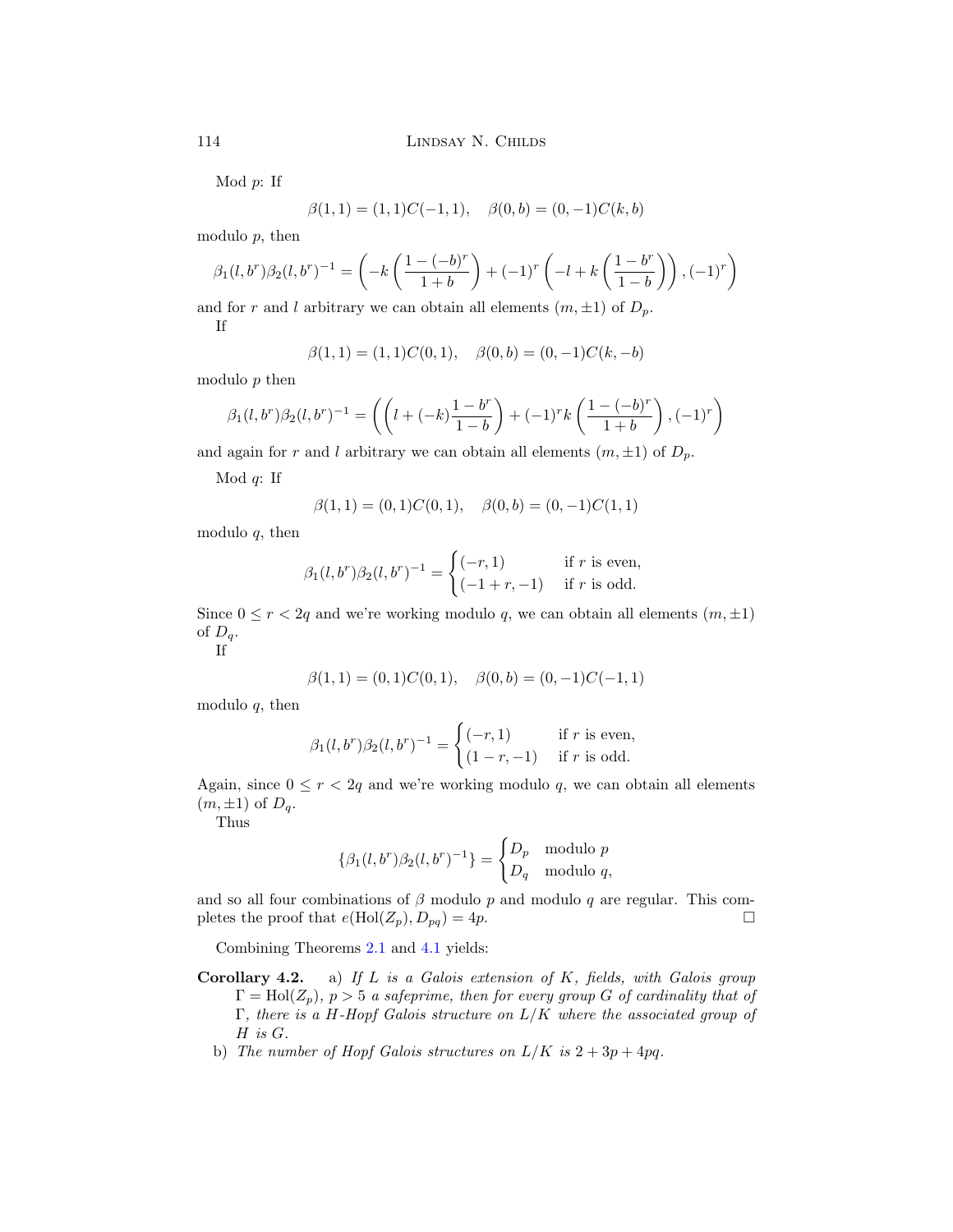Mod $p$: If

$$\beta(1,1) = (1,1)C(-1,1), \quad \beta(0,b) = (0,-1)C(k,b)$$

modulo $p$, then

$$\beta_1(l,b^r)\beta_2(l,b^r)^{-1} = \left(-k\left(\frac{1-(-b)^r}{1+b}\right) + (-1)^r\left(-l + k\left(\frac{1-b^r}{1-b}\right)\right), (-1)^r\right)$$

and for $r$ and $l$ arbitrary we can obtain all elements $(m, \pm 1)$ of $D_p$.

If

$$\beta(1,1) = (1,1)C(0,1), \quad \beta(0,b) = (0,-1)C(k,-b)$$

modulo $p$ then

$$\beta_1(l,b^r)\beta_2(l,b^r)^{-1} = \left(\left(l + (-k)\frac{1-b^r}{1-b}\right) + (-1)^r k\left(\frac{1-(-b)^r}{1+b}\right), (-1)^r\right)$$

and again for $r$ and $l$ arbitrary we can obtain all elements $(m, \pm 1)$ of $D_p$.

Mod $q$: If

$$\beta(1,1) = (0,1)C(0,1), \quad \beta(0,b) = (0,-1)C(1,1)$$

modulo $q$, then

$$\beta_1(l,b^r)\beta_2(l,b^r)^{-1} = \begin{cases} (-r,1) & \text{if } r \text{ is even,} \\ (-1+r,-1) & \text{if } r \text{ is odd.} \end{cases}$$

Since $0 \le r < 2q$ and we're working modulo $q$, we can obtain all elements $(m, \pm 1)$ of $D_q$.

If

$$\beta(1,1) = (0,1)C(0,1), \quad \beta(0,b) = (0,-1)C(-1,1)$$

modulo $q$, then

$$\beta_1(l,b^r)\beta_2(l,b^r)^{-1} = \begin{cases} (-r,1) & \text{if } r \text{ is even,} \\ (1-r,-1) & \text{if } r \text{ is odd.} \end{cases}$$

Again, since $0 \le r < 2q$ and we're working modulo $q$, we can obtain all elements $(m, \pm 1)$ of $D_q$.

Thus

$$\{\beta_1(l,b^r)\beta_2(l,b^r)^{-1}\} = \begin{cases} D_p & \text{modulo } p \\ D_q & \text{modulo } q, \end{cases}$$

and so all four combinations of $\beta$ modulo $p$ and modulo $q$ are regular. This completes the proof that $e(\mathrm{Hol}(Z_p), D_{pq}) = 4p$. $\square$

Combining Theorems 2.1 and 4.1 yields:

**Corollary 4.2.** a) *If $L$ is a Galois extension of $K$, fields, with Galois group $\Gamma = \mathrm{Hol}(Z_p)$, $p > 5$ a safeprime, then for every group $G$ of cardinality that of $\Gamma$, there is a $H$-Hopf Galois structure on $L/K$ where the associated group of $H$ is $G$.*

b) *The number of Hopf Galois structures on $L/K$ is $2 + 3p + 4pq$.*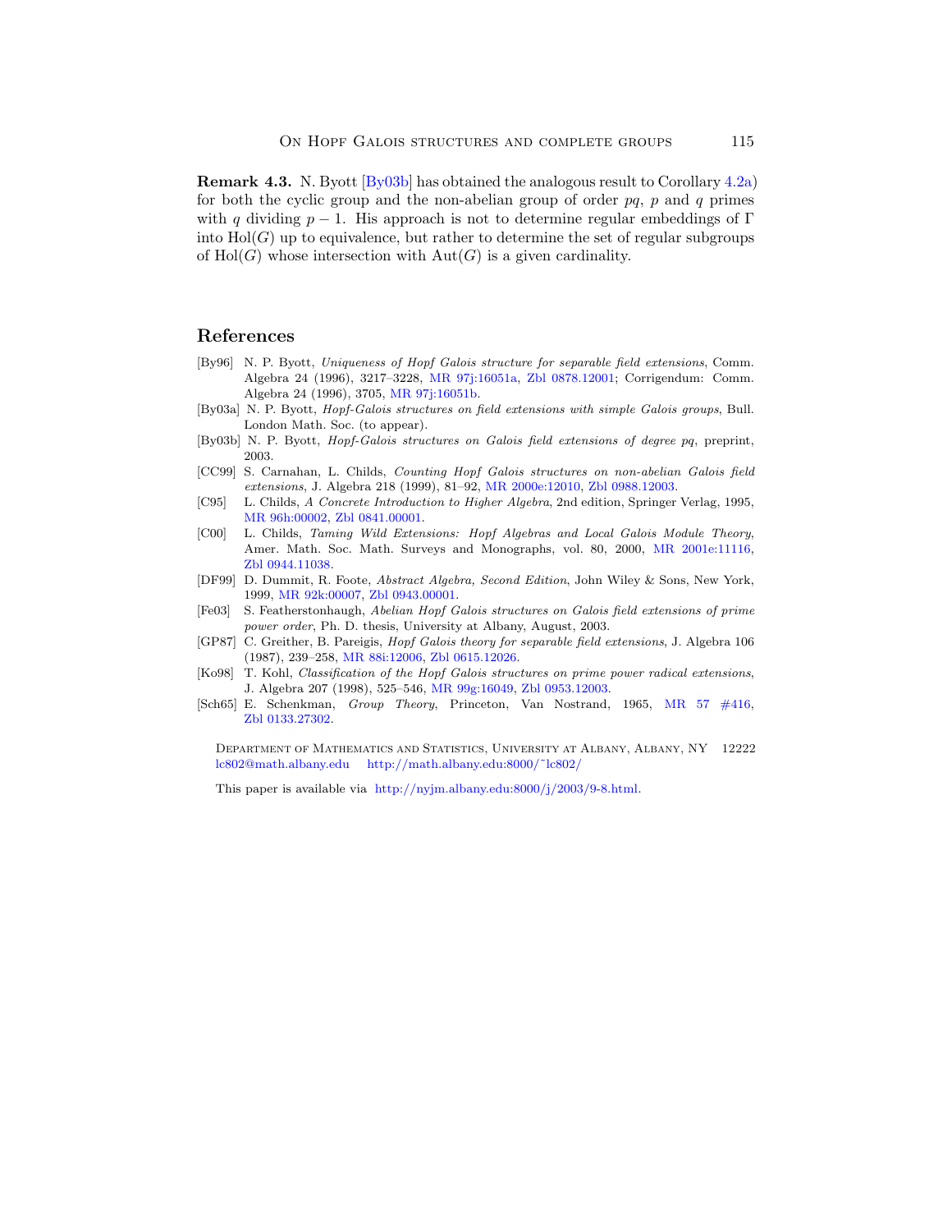**Remark 4.3.** N. Byott [By03b] has obtained the analogous result to Corollary 4.2a) for both the cyclic group and the non-abelian group of order $pq$, $p$ and $q$ primes with $q$ dividing $p-1$. His approach is not to determine regular embeddings of $\Gamma$ into $\mathrm{Hol}(G)$ up to equivalence, but rather to determine the set of regular subgroups of $\mathrm{Hol}(G)$ whose intersection with $\mathrm{Aut}(G)$ is a given cardinality.

## References

[By96] N. P. Byott, *Uniqueness of Hopf Galois structure for separable field extensions*, Comm. Algebra 24 (1996), 3217–3228, MR 97j:16051a, Zbl 0878.12001; Corrigendum: Comm. Algebra 24 (1996), 3705, MR 97j:16051b.

[By03a] N. P. Byott, *Hopf-Galois structures on field extensions with simple Galois groups*, Bull. London Math. Soc. (to appear).

[By03b] N. P. Byott, *Hopf-Galois structures on Galois field extensions of degree pq*, preprint, 2003.

[CC99] S. Carnahan, L. Childs, *Counting Hopf Galois structures on non-abelian Galois field extensions*, J. Algebra 218 (1999), 81–92, MR 2000e:12010, Zbl 0988.12003.

[C95] L. Childs, *A Concrete Introduction to Higher Algebra*, 2nd edition, Springer Verlag, 1995, MR 96h:00002, Zbl 0841.00001.

[C00] L. Childs, *Taming Wild Extensions: Hopf Algebras and Local Galois Module Theory*, Amer. Math. Soc. Math. Surveys and Monographs, vol. 80, 2000, MR 2001e:11116, Zbl 0944.11038.

[DF99] D. Dummit, R. Foote, *Abstract Algebra, Second Edition*, John Wiley & Sons, New York, 1999, MR 92k:00007, Zbl 0943.00001.

[Fe03] S. Featherstonhaugh, *Abelian Hopf Galois structures on Galois field extensions of prime power order*, Ph. D. thesis, University at Albany, August, 2003.

[GP87] C. Greither, B. Pareigis, *Hopf Galois theory for separable field extensions*, J. Algebra 106 (1987), 239–258, MR 88i:12006, Zbl 0615.12026.

[Ko98] T. Kohl, *Classification of the Hopf Galois structures on prime power radical extensions*, J. Algebra 207 (1998), 525–546, MR 99g:16049, Zbl 0953.12003.

[Sch65] E. Schenkman, *Group Theory*, Princeton, Van Nostrand, 1965, MR 57 #416, Zbl 0133.27302.

Department of Mathematics and Statistics, University at Albany, Albany, NY 12222
lc802@math.albany.edu http://math.albany.edu:8000/~lc802/

This paper is available via http://nyjm.albany.edu:8000/j/2003/9-8.html.